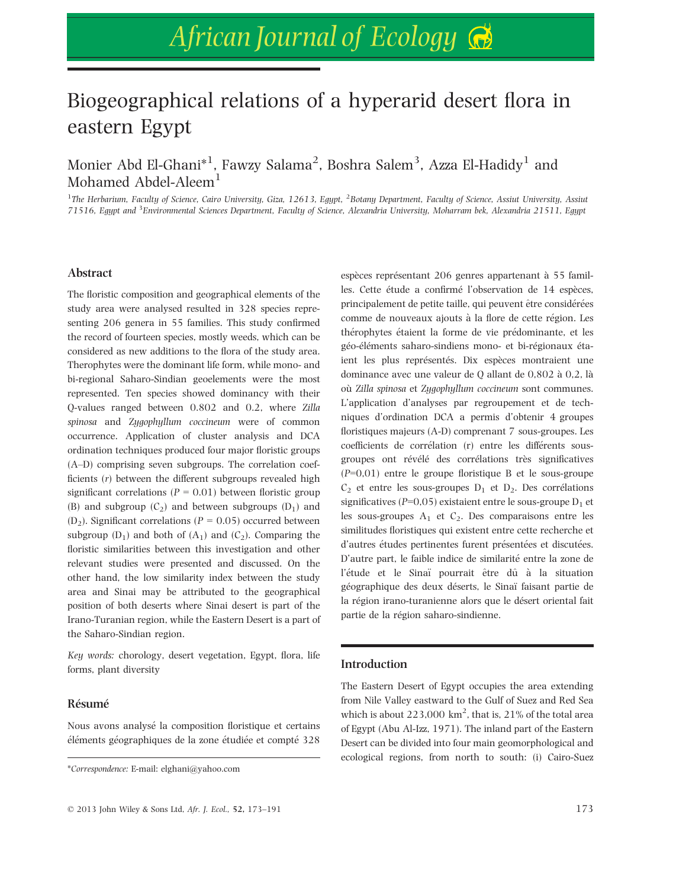# Biogeographical relations of a hyperarid desert flora in eastern Egypt

Monier Abd El-Ghani*[1], Fawzy Salama[2], Boshra Salem[3], Azza El-Hadidy[1] and Mohamed Abdel-Aleem[1]

[1]*The Herbarium, Faculty of Science, Cairo University, Giza, 12613, Egypt,* [2]*Botany Department, Faculty of Science, Assiut University, Assiut 71516, Egypt and* [3]*Environmental Sciences Department, Faculty of Science, Alexandria University, Moharram bek, Alexandria 21511, Egypt*

## Abstract

The floristic composition and geographical elements of the study area were analysed resulted in 328 species representing 206 genera in 55 families. This study confirmed the record of fourteen species, mostly weeds, which can be considered as new additions to the flora of the study area. Therophytes were the dominant life form, while mono- and bi-regional Saharo-Sindian geoelements were the most represented. Ten species showed dominancy with their Q-values ranged between 0.802 and 0.2, where *Zilla spinosa* and *Zygophyllum coccineum* were of common occurrence. Application of cluster analysis and DCA ordination techniques produced four major floristic groups (A–D) comprising seven subgroups. The correlation coefficients ($r$) between the different subgroups revealed high significant correlations ($P = 0.01$) between floristic group (B) and subgroup ($C_2$) and between subgroups ($D_1$) and ($D_2$). Significant correlations ($P = 0.05$) occurred between subgroup ($D_1$) and both of ($A_1$) and ($C_2$). Comparing the floristic similarities between this investigation and other relevant studies were presented and discussed. On the other hand, the low similarity index between the study area and Sinai may be attributed to the geographical position of both deserts where Sinai desert is part of the Irano-Turanian region, while the Eastern Desert is a part of the Saharo-Sindian region.

*Key words:* chorology, desert vegetation, Egypt, flora, life forms, plant diversity

## Résumé

Nous avons analysé la composition floristique et certains éléments géographiques de la zone étudiée et compté 328 espèces représentant 206 genres appartenant à 55 familles. Cette étude a confirmé l'observation de 14 espèces, principalement de petite taille, qui peuvent être considérées comme de nouveaux ajouts à la flore de cette région. Les thérophytes étaient la forme de vie prédominante, et les géo-éléments saharo-sindiens mono- et bi-régionaux étaient les plus représentés. Dix espèces montraient une dominance avec une valeur de Q allant de 0,802 à 0,2, là où *Zilla spinosa* et *Zygophyllum coccineum* sont communes. L'application d'analyses par regroupement et de techniques d'ordination DCA a permis d'obtenir 4 groupes floristiques majeurs (A-D) comprenant 7 sous-groupes. Les coefficients de corrélation (r) entre les différents sous-groupes ont révélé des corrélations très significatives ($P$=0,01) entre le groupe floristique B et le sous-groupe $C_2$ et entre les sous-groupes $D_1$ et $D_2$. Des corrélations significatives ($P$=0,05) existaient entre le sous-groupe $D_1$ et les sous-groupes $A_1$ et $C_2$. Des comparaisons entre les similitudes floristiques qui existent entre cette recherche et d'autres études pertinentes furent présentées et discutées. D'autre part, le faible indice de similarité entre la zone de l'étude et le Sinaï pourrait être dû à la situation géographique des deux déserts, le Sinaï faisant partie de la région irano-turanienne alors que le désert oriental fait partie de la région saharo-sindienne.

## Introduction

The Eastern Desert of Egypt occupies the area extending from Nile Valley eastward to the Gulf of Suez and Red Sea which is about 223,000 km$^2$, that is, 21% of the total area of Egypt (Abu Al-Izz, 1971). The inland part of the Eastern Desert can be divided into four main geomorphological and ecological regions, from north to south: (i) Cairo-Suez

*Correspondence: E-mail: elghani@yahoo.com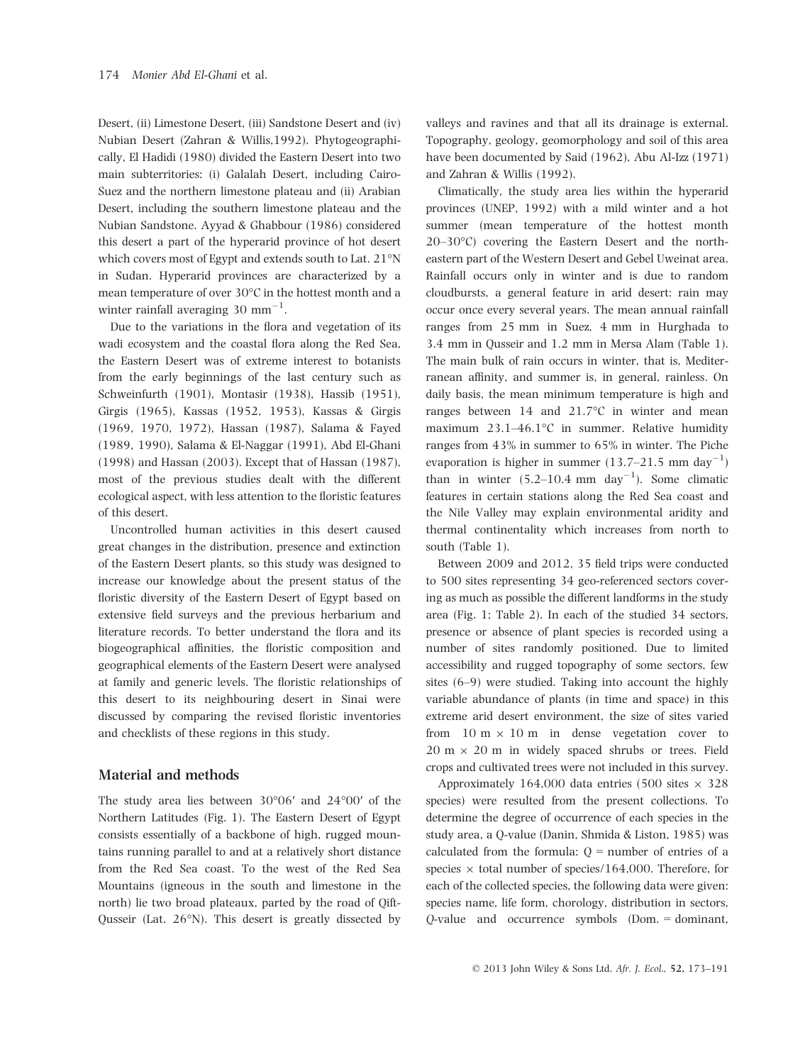Desert, (ii) Limestone Desert, (iii) Sandstone Desert and (iv) Nubian Desert (Zahran & Willis,1992). Phytogeographically, El Hadidi (1980) divided the Eastern Desert into two main subterritories: (i) Galalah Desert, including Cairo-Suez and the northern limestone plateau and (ii) Arabian Desert, including the southern limestone plateau and the Nubian Sandstone. Ayyad & Ghabbour (1986) considered this desert a part of the hyperarid province of hot desert which covers most of Egypt and extends south to Lat. 21°N in Sudan. Hyperarid provinces are characterized by a mean temperature of over 30°C in the hottest month and a winter rainfall averaging 30 $mm^{-1}$.

Due to the variations in the flora and vegetation of its wadi ecosystem and the coastal flora along the Red Sea, the Eastern Desert was of extreme interest to botanists from the early beginnings of the last century such as Schweinfurth (1901), Montasir (1938), Hassib (1951), Girgis (1965), Kassas (1952, 1953), Kassas & Girgis (1969, 1970, 1972), Hassan (1987), Salama & Fayed (1989, 1990), Salama & El-Naggar (1991), Abd El-Ghani (1998) and Hassan (2003). Except that of Hassan (1987), most of the previous studies dealt with the different ecological aspect, with less attention to the floristic features of this desert.

Uncontrolled human activities in this desert caused great changes in the distribution, presence and extinction of the Eastern Desert plants, so this study was designed to increase our knowledge about the present status of the floristic diversity of the Eastern Desert of Egypt based on extensive field surveys and the previous herbarium and literature records. To better understand the flora and its biogeographical affinities, the floristic composition and geographical elements of the Eastern Desert were analysed at family and generic levels. The floristic relationships of this desert to its neighbouring desert in Sinai were discussed by comparing the revised floristic inventories and checklists of these regions in this study.

## Material and methods

The study area lies between 30°06′ and 24°00′ of the Northern Latitudes (Fig. 1). The Eastern Desert of Egypt consists essentially of a backbone of high, rugged mountains running parallel to and at a relatively short distance from the Red Sea coast. To the west of the Red Sea Mountains (igneous in the south and limestone in the north) lie two broad plateaux, parted by the road of Qift-Qusseir (Lat. 26°N). This desert is greatly dissected by valleys and ravines and that all its drainage is external. Topography, geology, geomorphology and soil of this area have been documented by Said (1962), Abu Al-Izz (1971) and Zahran & Willis (1992).

Climatically, the study area lies within the hyperarid provinces (UNEP, 1992) with a mild winter and a hot summer (mean temperature of the hottest month 20–30°C) covering the Eastern Desert and the north-eastern part of the Western Desert and Gebel Uweinat area. Rainfall occurs only in winter and is due to random cloudbursts, a general feature in arid desert: rain may occur once every several years. The mean annual rainfall ranges from 25 mm in Suez, 4 mm in Hurghada to 3.4 mm in Qusseir and 1.2 mm in Mersa Alam (Table 1). The main bulk of rain occurs in winter, that is, Mediterranean affinity, and summer is, in general, rainless. On daily basis, the mean minimum temperature is high and ranges between 14 and 21.7°C in winter and mean maximum 23.1–46.1°C in summer. Relative humidity ranges from 43% in summer to 65% in winter. The Piche evaporation is higher in summer (13.7–21.5 mm $day^{-1}$) than in winter (5.2–10.4 mm $day^{-1}$). Some climatic features in certain stations along the Red Sea coast and the Nile Valley may explain environmental aridity and thermal continentality which increases from north to south (Table 1).

Between 2009 and 2012, 35 field trips were conducted to 500 sites representing 34 geo-referenced sectors covering as much as possible the different landforms in the study area (Fig. 1; Table 2). In each of the studied 34 sectors, presence or absence of plant species is recorded using a number of sites randomly positioned. Due to limited accessibility and rugged topography of some sectors, few sites (6–9) were studied. Taking into account the highly variable abundance of plants (in time and space) in this extreme arid desert environment, the size of sites varied from 10 m × 10 m in dense vegetation cover to 20 m × 20 m in widely spaced shrubs or trees. Field crops and cultivated trees were not included in this survey.

Approximately 164,000 data entries (500 sites × 328 species) were resulted from the present collections. To determine the degree of occurrence of each species in the study area, a Q-value (Danin, Shmida & Liston, 1985) was calculated from the formula: Q = number of entries of a species × total number of species/164,000. Therefore, for each of the collected species, the following data were given: species name, life form, chorology, distribution in sectors, Q-value and occurrence symbols (Dom. = dominant,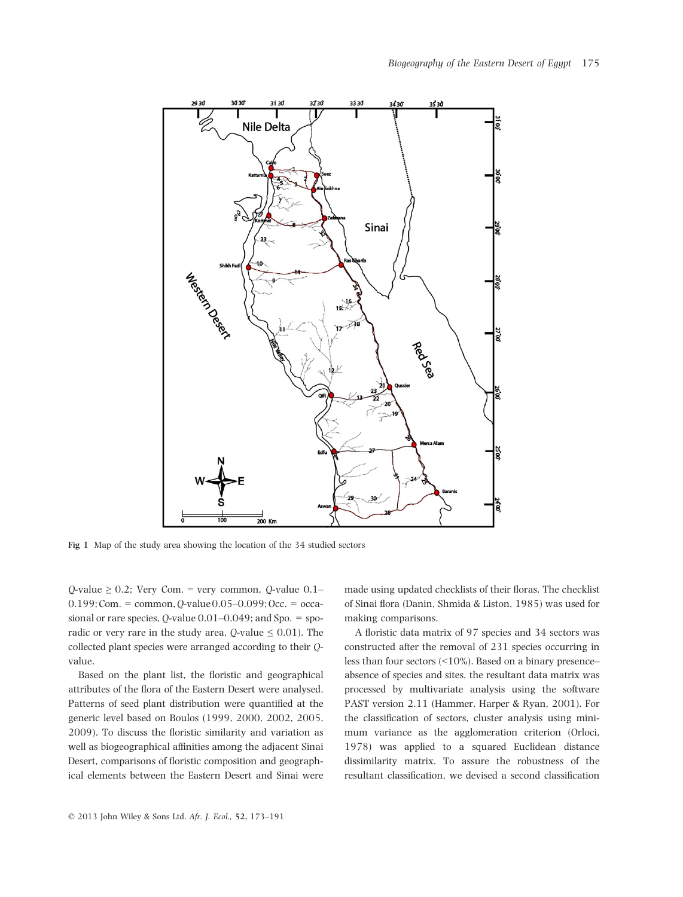Fig 1 Map of the study area showing the location of the 34 studied sectors

Q-value ≥ 0.2; Very Com. = very common, Q-value 0.1–0.199; Com. = common, Q-value 0.05–0.099; Occ. = occasional or rare species, Q-value 0.01–0.049; and Spo. = sporadic or very rare in the study area, Q-value ≤ 0.01). The collected plant species were arranged according to their Q-value.

Based on the plant list, the floristic and geographical attributes of the flora of the Eastern Desert were analysed. Patterns of seed plant distribution were quantified at the generic level based on Boulos (1999, 2000, 2002, 2005, 2009). To discuss the floristic similarity and variation as well as biogeographical affinities among the adjacent Sinai Desert, comparisons of floristic composition and geographical elements between the Eastern Desert and Sinai were made using updated checklists of their floras. The checklist of Sinai flora (Danin, Shmida & Liston, 1985) was used for making comparisons.

A floristic data matrix of 97 species and 34 sectors was constructed after the removal of 231 species occurring in less than four sectors (<10%). Based on a binary presence–absence of species and sites, the resultant data matrix was processed by multivariate analysis using the software PAST version 2.11 (Hammer, Harper & Ryan, 2001). For the classification of sectors, cluster analysis using minimum variance as the agglomeration criterion (Orloci, 1978) was applied to a squared Euclidean distance dissimilarity matrix. To assure the robustness of the resultant classification, we devised a second classification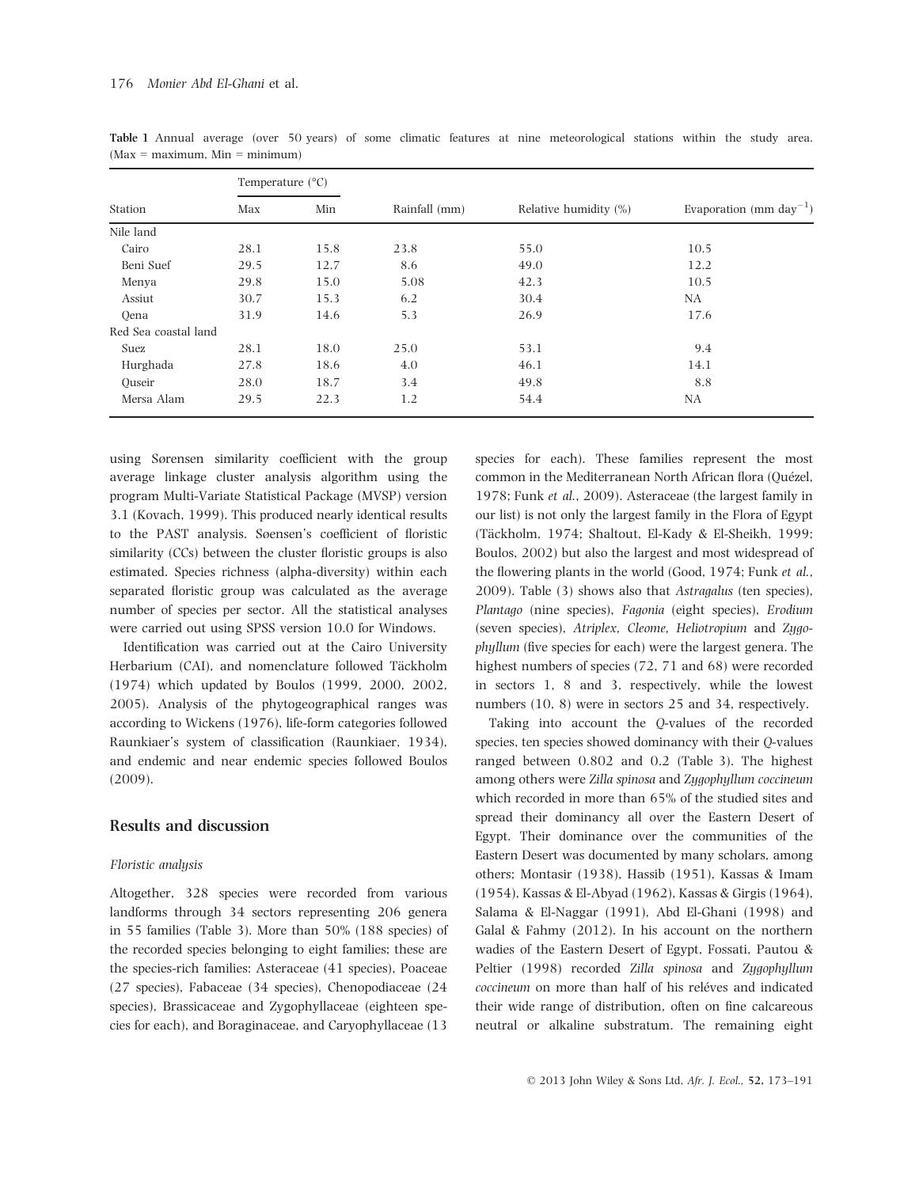**Table 1** Annual average (over 50 years) of some climatic features at nine meteorological stations within the study area. (Max = maximum, Min = minimum)

| Station | Temperature (°C) | | Rainfall (mm) | Relative humidity (%) | Evaporation (mm day$^{-1}$) |
|---|---|---|---|---|---|
| | Max | Min | | | |
| Nile land | | | | | |
| Cairo | 28.1 | 15.8 | 23.8 | 55.0 | 10.5 |
| Beni Suef | 29.5 | 12.7 | 8.6 | 49.0 | 12.2 |
| Menya | 29.8 | 15.0 | 5.08 | 42.3 | 10.5 |
| Assiut | 30.7 | 15.3 | 6.2 | 30.4 | NA |
| Qena | 31.9 | 14.6 | 5.3 | 26.9 | 17.6 |
| Red Sea coastal land | | | | | |
| Suez | 28.1 | 18.0 | 25.0 | 53.1 | 9.4 |
| Hurghada | 27.8 | 18.6 | 4.0 | 46.1 | 14.1 |
| Quseir | 28.0 | 18.7 | 3.4 | 49.8 | 8.8 |
| Mersa Alam | 29.5 | 22.3 | 1.2 | 54.4 | NA |

using Sørensen similarity coefficient with the group average linkage cluster analysis algorithm using the program Multi-Variate Statistical Package (MVSP) version 3.1 (Kovach, 1999). This produced nearly identical results to the PAST analysis. Søensen's coefficient of floristic similarity (CCs) between the cluster floristic groups is also estimated. Species richness (alpha-diversity) within each separated floristic group was calculated as the average number of species per sector. All the statistical analyses were carried out using SPSS version 10.0 for Windows.

Identification was carried out at the Cairo University Herbarium (CAI), and nomenclature followed Täckholm (1974) which updated by Boulos (1999, 2000, 2002, 2005). Analysis of the phytogeographical ranges was according to Wickens (1976), life-form categories followed Raunkiaer's system of classification (Raunkiaer, 1934), and endemic and near endemic species followed Boulos (2009).

## Results and discussion

### *Floristic analysis*

Altogether, 328 species were recorded from various landforms through 34 sectors representing 206 genera in 55 families (Table 3). More than 50% (188 species) of the recorded species belonging to eight families; these are the species-rich families: Asteraceae (41 species), Poaceae (27 species), Fabaceae (34 species), Chenopodiaceae (24 species), Brassicaceae and Zygophyllaceae (eighteen species for each), and Boraginaceae, and Caryophyllaceae (13 species for each). These families represent the most common in the Mediterranean North African flora (Quézel, 1978; Funk *et al.*, 2009). Asteraceae (the largest family in our list) is not only the largest family in the Flora of Egypt (Täckholm, 1974; Shaltout, El-Kady & El-Sheikh, 1999; Boulos, 2002) but also the largest and most widespread of the flowering plants in the world (Good, 1974; Funk *et al.*, 2009). Table (3) shows also that *Astragalus* (ten species), *Plantago* (nine species), *Fagonia* (eight species), *Erodium* (seven species), *Atriplex, Cleome, Heliotropium* and *Zygophyllum* (five species for each) were the largest genera. The highest numbers of species (72, 71 and 68) were recorded in sectors 1, 8 and 3, respectively, while the lowest numbers (10, 8) were in sectors 25 and 34, respectively.

Taking into account the *Q*-values of the recorded species, ten species showed dominancy with their *Q*-values ranged between 0.802 and 0.2 (Table 3). The highest among others were *Zilla spinosa* and *Zygophyllum coccineum* which recorded in more than 65% of the studied sites and spread their dominancy all over the Eastern Desert of Egypt. Their dominance over the communities of the Eastern Desert was documented by many scholars, among others; Montasir (1938), Hassib (1951), Kassas & Imam (1954), Kassas & El-Abyad (1962), Kassas & Girgis (1964), Salama & El-Naggar (1991), Abd El-Ghani (1998) and Galal & Fahmy (2012). In his account on the northern wadies of the Eastern Desert of Egypt, Fossati, Pautou & Peltier (1998) recorded *Zilla spinosa* and *Zygophyllum coccineum* on more than half of his reléves and indicated their wide range of distribution, often on fine calcareous neutral or alkaline substratum. The remaining eight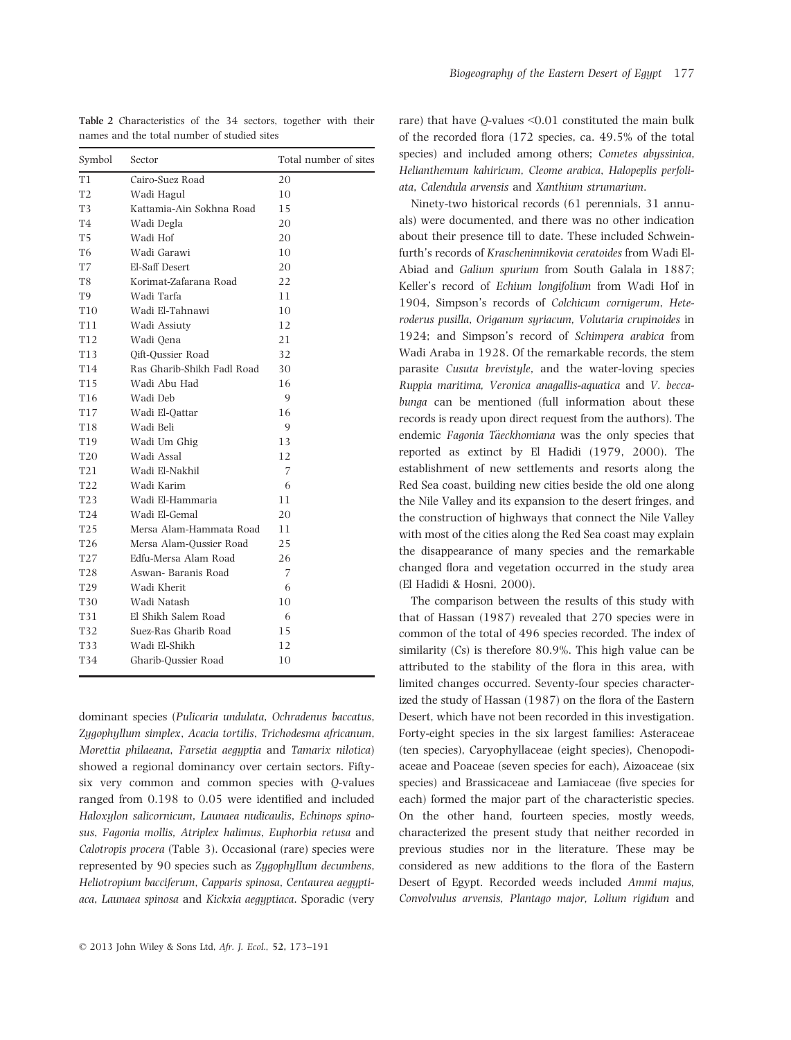**Table 2** Characteristics of the 34 sectors, together with their names and the total number of studied sites

| Symbol | Sector | Total number of sites |
|---|---|---|
| T1 | Cairo-Suez Road | 20 |
| T2 | Wadi Hagul | 10 |
| T3 | Kattamia-Ain Sokhna Road | 15 |
| T4 | Wadi Degla | 20 |
| T5 | Wadi Hof | 20 |
| T6 | Wadi Garawi | 10 |
| T7 | El-Saff Desert | 20 |
| T8 | Korimat-Zafarana Road | 22 |
| T9 | Wadi Tarfa | 11 |
| T10 | Wadi El-Tahnawi | 10 |
| T11 | Wadi Assiuty | 12 |
| T12 | Wadi Qena | 21 |
| T13 | Qift-Qussier Road | 32 |
| T14 | Ras Gharib-Shikh Fadl Road | 30 |
| T15 | Wadi Abu Had | 16 |
| T16 | Wadi Deb | 9 |
| T17 | Wadi El-Qattar | 16 |
| T18 | Wadi Beli | 9 |
| T19 | Wadi Um Ghig | 13 |
| T20 | Wadi Assal | 12 |
| T21 | Wadi El-Nakhil | 7 |
| T22 | Wadi Karim | 6 |
| T23 | Wadi El-Hammaria | 11 |
| T24 | Wadi El-Gemal | 20 |
| T25 | Mersa Alam-Hammata Road | 11 |
| T26 | Mersa Alam-Qussier Road | 25 |
| T27 | Edfu-Mersa Alam Road | 26 |
| T28 | Aswan- Baranis Road | 7 |
| T29 | Wadi Kherit | 6 |
| T30 | Wadi Natash | 10 |
| T31 | El Shikh Salem Road | 6 |
| T32 | Suez-Ras Gharib Road | 15 |
| T33 | Wadi El-Shikh | 12 |
| T34 | Gharib-Qussier Road | 10 |

dominant species (*Pulicaria undulata*, *Ochradenus baccatus*, *Zygophyllum simplex*, *Acacia tortilis*, *Trichodesma africanum*, *Morettia philaeana*, *Farsetia aegyptia* and *Tamarix nilotica*) showed a regional dominancy over certain sectors. Fifty-six very common and common species with *Q*-values ranged from 0.198 to 0.05 were identified and included *Haloxylon salicornicum*, *Launaea nudicaulis*, *Echinops spinosus*, *Fagonia mollis*, *Atriplex halimus*, *Euphorbia retusa* and *Calotropis procera* (Table 3). Occasional (rare) species were represented by 90 species such as *Zygophyllum decumbens*, *Heliotropium bacciferum*, *Capparis spinosa*, *Centaurea aegyptiaca*, *Launaea spinosa* and *Kickxia aegyptiaca*. Sporadic (very rare) that have *Q*-values <0.01 constituted the main bulk of the recorded flora (172 species, ca. 49.5% of the total species) and included among others; *Cometes abyssinica*, *Helianthemum kahiricum*, *Cleome arabica*, *Halopeplis perfoliata*, *Calendula arvensis* and *Xanthium strumarium*.

Ninety-two historical records (61 perennials, 31 annuals) were documented, and there was no other indication about their presence till to date. These included Schweinfurth's records of *Krascheninnikovia ceratoides* from Wadi El-Abiad and *Galium spurium* from South Galala in 1887; Keller's record of *Echium longifolium* from Wadi Hof in 1904, Simpson's records of *Colchicum cornigerum*, *Heteroderus pusilla*, *Origanum syriacum, Volutaria crupinoides* in 1924; and Simpson's record of *Schimpera arabica* from Wadi Araba in 1928. Of the remarkable records, the stem parasite *Cusuta brevistyle*, and the water-loving species *Ruppia maritima, Veronica anagallis-aquatica* and *V. beccabunga* can be mentioned (full information about these records is ready upon direct request from the authors). The endemic *Fagonia Täeckhomiana* was the only species that reported as extinct by El Hadidi (1979, 2000). The establishment of new settlements and resorts along the Red Sea coast, building new cities beside the old one along the Nile Valley and its expansion to the desert fringes, and the construction of highways that connect the Nile Valley with most of the cities along the Red Sea coast may explain the disappearance of many species and the remarkable changed flora and vegetation occurred in the study area (El Hadidi & Hosni, 2000).

The comparison between the results of this study with that of Hassan (1987) revealed that 270 species were in common of the total of 496 species recorded. The index of similarity (Cs) is therefore 80.9%. This high value can be attributed to the stability of the flora in this area, with limited changes occurred. Seventy-four species characterized the study of Hassan (1987) on the flora of the Eastern Desert, which have not been recorded in this investigation. Forty-eight species in the six largest families: Asteraceae (ten species), Caryophyllaceae (eight species), Chenopodiaceae and Poaceae (seven species for each), Aizoaceae (six species) and Brassicaceae and Lamiaceae (five species for each) formed the major part of the characteristic species. On the other hand, fourteen species, mostly weeds, characterized the present study that neither recorded in previous studies nor in the literature. These may be considered as new additions to the flora of the Eastern Desert of Egypt. Recorded weeds included *Ammi majus, Convolvulus arvensis, Plantago major, Lolium rigidum* and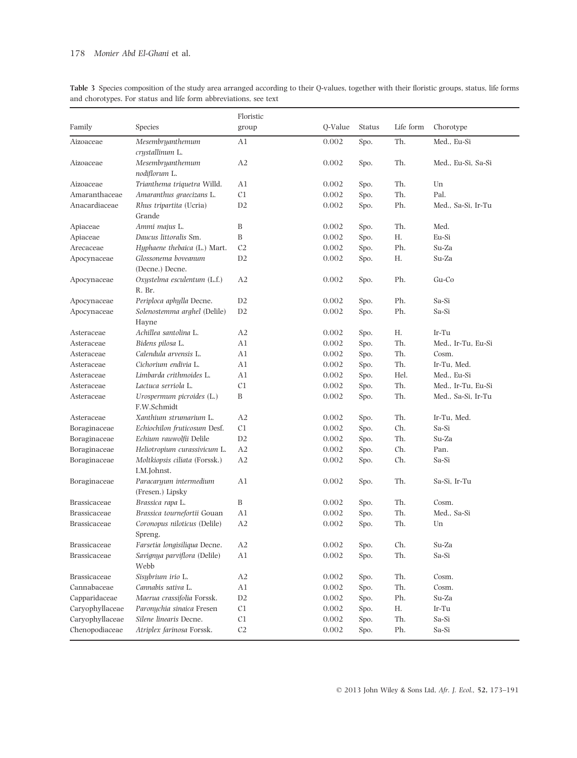**Table 3** Species composition of the study area arranged according to their Q-values, together with their floristic groups, status, life forms and chorotypes. For status and life form abbreviations, see text

| Family | Species | Floristic group | Q-Value | Status | Life form | Chorotype |
|---|---|---|---|---|---|---|
| Aizoaceae | *Mesembryanthemum crystallinum* L. | A1 | 0.002 | Spo. | Th. | Med., Eu-Si |
| Aizoaceae | *Mesembryanthemum nodiflorum* L. | A2 | 0.002 | Spo. | Th. | Med., Eu-Si, Sa-Si |
| Aizoaceae | *Trianthema triquetra* Willd. | A1 | 0.002 | Spo. | Th. | Un |
| Amaranthaceae | *Amaranthus graecizans* L. | C1 | 0.002 | Spo. | Th. | Pal. |
| Anacardiaceae | *Rhus tripartita* (Ucria) Grande | D2 | 0.002 | Spo. | Ph. | Med., Sa-Si, Ir-Tu |
| Apiaceae | *Ammi majus* L. | B | 0.002 | Spo. | Th. | Med. |
| Apiaceae | *Daucus littoralis* Sm. | B | 0.002 | Spo. | H. | Eu-Si |
| Arecaceae | *Hyphaene thebaica* (L.) Mart. | C2 | 0.002 | Spo. | Ph. | Su-Za |
| Apocynaceae | *Glossonema boveanum* (Decne.) Decne. | D2 | 0.002 | Spo. | H. | Su-Za |
| Apocynaceae | *Oxystelma esculentum* (L.f.) R. Br. | A2 | 0.002 | Spo. | Ph. | Gu-Co |
| Apocynaceae | *Periploca aphylla* Decne. | D2 | 0.002 | Spo. | Ph. | Sa-Si |
| Apocynaceae | *Solenostemma arghel* (Delile) Hayne | D2 | 0.002 | Spo. | Ph. | Sa-Si |
| Asteraceae | *Achillea santolina* L. | A2 | 0.002 | Spo. | H. | Ir-Tu |
| Asteraceae | *Bidens pilosa* L. | A1 | 0.002 | Spo. | Th. | Med., Ir-Tu, Eu-Si |
| Asteraceae | *Calendula arvensis* L. | A1 | 0.002 | Spo. | Th. | Cosm. |
| Asteraceae | *Cichorium endivia* L. | A1 | 0.002 | Spo. | Th. | Ir-Tu, Med. |
| Asteraceae | *Limbarda crithmoides* L. | A1 | 0.002 | Spo. | Hel. | Med., Eu-Si |
| Asteraceae | *Lactuca serriola* L. | C1 | 0.002 | Spo. | Th. | Med., Ir-Tu, Eu-Si |
| Asteraceae | *Urospermum picroides* (L.) F.W.Schmidt | B | 0.002 | Spo. | Th. | Med., Sa-Si, Ir-Tu |
| Asteraceae | *Xanthium strumarium* L. | A2 | 0.002 | Spo. | Th. | Ir-Tu, Med. |
| Boraginaceae | *Echiochilon fruticosum* Desf. | C1 | 0.002 | Spo. | Ch. | Sa-Si |
| Boraginaceae | *Echium rauwolfii* Delile | D2 | 0.002 | Spo. | Th. | Su-Za |
| Boraginaceae | *Heliotropium curassivicum* L. | A2 | 0.002 | Spo. | Ch. | Pan. |
| Boraginaceae | *Moltkiopsis ciliata* (Forssk.) I.M.Johnst. | A2 | 0.002 | Spo. | Ch. | Sa-Si |
| Boraginaceae | *Paracaryum intermedium* (Fresen.) Lipsky | A1 | 0.002 | Spo. | Th. | Sa-Si, Ir-Tu |
| Brassicaceae | *Brassica rapa* L. | B | 0.002 | Spo. | Th. | Cosm. |
| Brassicaceae | *Brassica tournefortii* Gouan | A1 | 0.002 | Spo. | Th. | Med., Sa-Si |
| Brassicaceae | *Coronopus niloticus* (Delile) Spreng. | A2 | 0.002 | Spo. | Th. | Un |
| Brassicaceae | *Farsetia longisiliqua* Decne. | A2 | 0.002 | Spo. | Ch. | Su-Za |
| Brassicaceae | *Savignya parviflora* (Delile) Webb | A1 | 0.002 | Spo. | Th. | Sa-Si |
| Brassicaceae | *Sisybrium irio* L. | A2 | 0.002 | Spo. | Th. | Cosm. |
| Cannabaceae | *Cannabis sativa* L. | A1 | 0.002 | Spo. | Th. | Cosm. |
| Capparidaceae | *Maerua crassifolia* Forssk. | D2 | 0.002 | Spo. | Ph. | Su-Za |
| Caryophyllaceae | *Paronychia sinaica* Fresen | C1 | 0.002 | Spo. | H. | Ir-Tu |
| Caryophyllaceae | *Silene linearis* Decne. | C1 | 0.002 | Spo. | Th. | Sa-Si |
| Chenopodiaceae | *Atriplex farinosa* Forssk. | C2 | 0.002 | Spo. | Ph. | Sa-Si |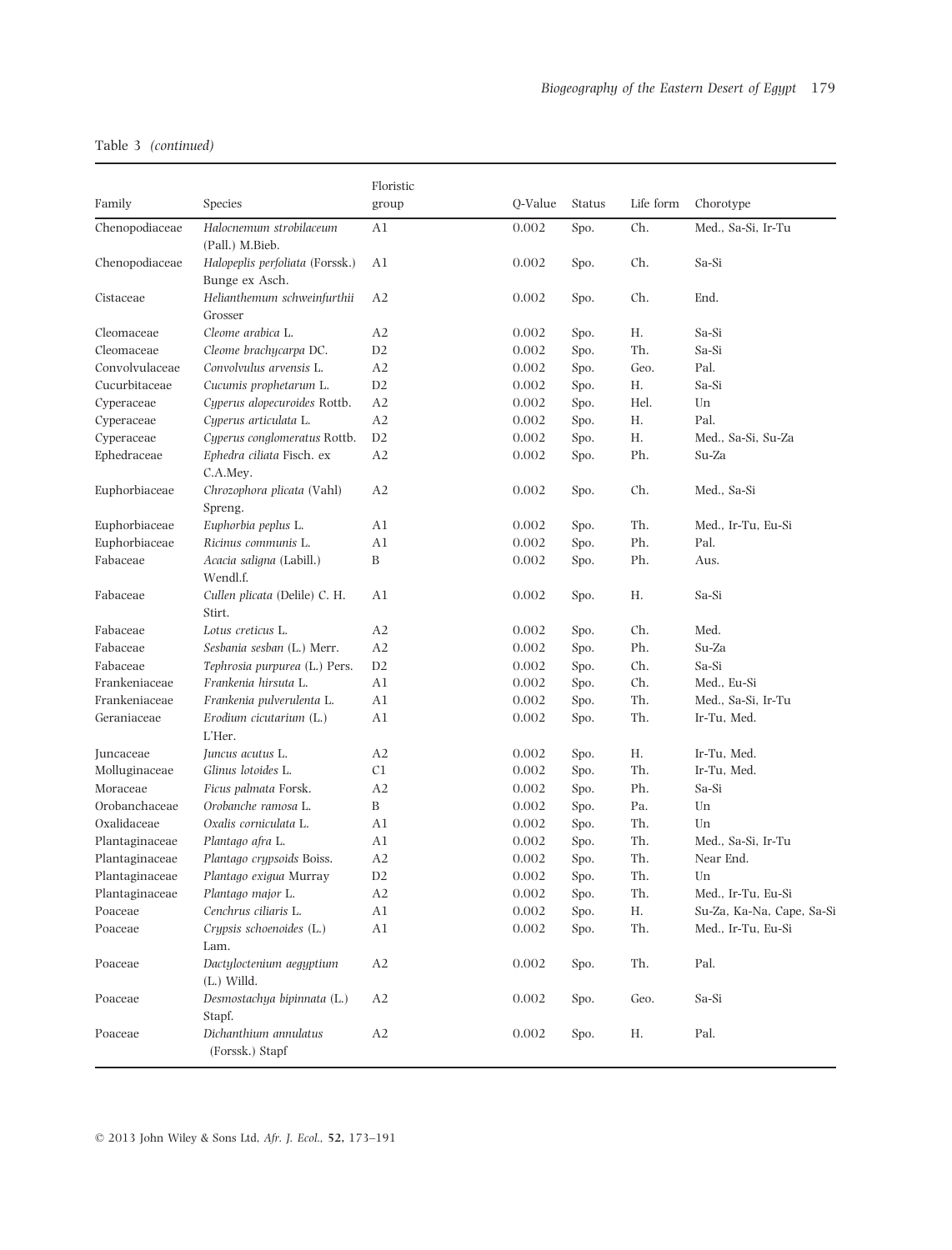Table 3 *(continued)*

| Family | Species | Floristic group | Q-Value | Status | Life form | Chorotype |
|---|---|---|---|---|---|---|
| Chenopodiaceae | *Halocnemum strobilaceum* (Pall.) M.Bieb. | A1 | 0.002 | Spo. | Ch. | Med., Sa-Si, Ir-Tu |
| Chenopodiaceae | *Halopeplis perfoliata* (Forssk.) Bunge ex Asch. | A1 | 0.002 | Spo. | Ch. | Sa-Si |
| Cistaceae | *Helianthemum schweinfurthii* Grosser | A2 | 0.002 | Spo. | Ch. | End. |
| Cleomaceae | *Cleome arabica* L. | A2 | 0.002 | Spo. | H. | Sa-Si |
| Cleomaceae | *Cleome brachycarpa* DC. | D2 | 0.002 | Spo. | Th. | Sa-Si |
| Convolvulaceae | *Convolvulus arvensis* L. | A2 | 0.002 | Spo. | Geo. | Pal. |
| Cucurbitaceae | *Cucumis prophetarum* L. | D2 | 0.002 | Spo. | H. | Sa-Si |
| Cyperaceae | *Cyperus alopecuroides* Rottb. | A2 | 0.002 | Spo. | Hel. | Un |
| Cyperaceae | *Cyperus articulata* L. | A2 | 0.002 | Spo. | H. | Pal. |
| Cyperaceae | *Cyperus conglomeratus* Rottb. | D2 | 0.002 | Spo. | H. | Med., Sa-Si, Su-Za |
| Ephedraceae | *Ephedra ciliata* Fisch. ex C.A.Mey. | A2 | 0.002 | Spo. | Ph. | Su-Za |
| Euphorbiaceae | *Chrozophora plicata* (Vahl) Spreng. | A2 | 0.002 | Spo. | Ch. | Med., Sa-Si |
| Euphorbiaceae | *Euphorbia peplus* L. | A1 | 0.002 | Spo. | Th. | Med., Ir-Tu, Eu-Si |
| Euphorbiaceae | *Ricinus communis* L. | A1 | 0.002 | Spo. | Ph. | Pal. |
| Fabaceae | *Acacia saligna* (Labill.) Wendl.f. | B | 0.002 | Spo. | Ph. | Aus. |
| Fabaceae | *Cullen plicata* (Delile) C. H. Stirt. | A1 | 0.002 | Spo. | H. | Sa-Si |
| Fabaceae | *Lotus creticus* L. | A2 | 0.002 | Spo. | Ch. | Med. |
| Fabaceae | *Sesbania sesban* (L.) Merr. | A2 | 0.002 | Spo. | Ph. | Su-Za |
| Fabaceae | *Tephrosia purpurea* (L.) Pers. | D2 | 0.002 | Spo. | Ch. | Sa-Si |
| Frankeniaceae | *Frankenia hirsuta* L. | A1 | 0.002 | Spo. | Ch. | Med., Eu-Si |
| Frankeniaceae | *Frankenia pulverulenta* L. | A1 | 0.002 | Spo. | Th. | Med., Sa-Si, Ir-Tu |
| Geraniaceae | *Erodium cicutarium* (L.) L'Her. | A1 | 0.002 | Spo. | Th. | Ir-Tu, Med. |
| Juncaceae | *Juncus acutus* L. | A2 | 0.002 | Spo. | H. | Ir-Tu, Med. |
| Molluginaceae | *Glinus lotoides* L. | C1 | 0.002 | Spo. | Th. | Ir-Tu, Med. |
| Moraceae | *Ficus palmata* Forsk. | A2 | 0.002 | Spo. | Ph. | Sa-Si |
| Orobanchaceae | *Orobanche ramosa* L. | B | 0.002 | Spo. | Pa. | Un |
| Oxalidaceae | *Oxalis corniculata* L. | A1 | 0.002 | Spo. | Th. | Un |
| Plantaginaceae | *Plantago afra* L. | A1 | 0.002 | Spo. | Th. | Med., Sa-Si, Ir-Tu |
| Plantaginaceae | *Plantago crypsoids* Boiss. | A2 | 0.002 | Spo. | Th. | Near End. |
| Plantaginaceae | *Plantago exigua* Murray | D2 | 0.002 | Spo. | Th. | Un |
| Plantaginaceae | *Plantago major* L. | A2 | 0.002 | Spo. | Th. | Med., Ir-Tu, Eu-Si |
| Poaceae | *Cenchrus ciliaris* L. | A1 | 0.002 | Spo. | H. | Su-Za, Ka-Na, Cape, Sa-Si |
| Poaceae | *Crypsis schoenoides* (L.) Lam. | A1 | 0.002 | Spo. | Th. | Med., Ir-Tu, Eu-Si |
| Poaceae | *Dactyloctenium aegyptium* (L.) Willd. | A2 | 0.002 | Spo. | Th. | Pal. |
| Poaceae | *Desmostachya bipinnata* (L.) Stapf. | A2 | 0.002 | Spo. | Geo. | Sa-Si |
| Poaceae | *Dichanthium annulatus* (Forssk.) Stapf | A2 | 0.002 | Spo. | H. | Pal. |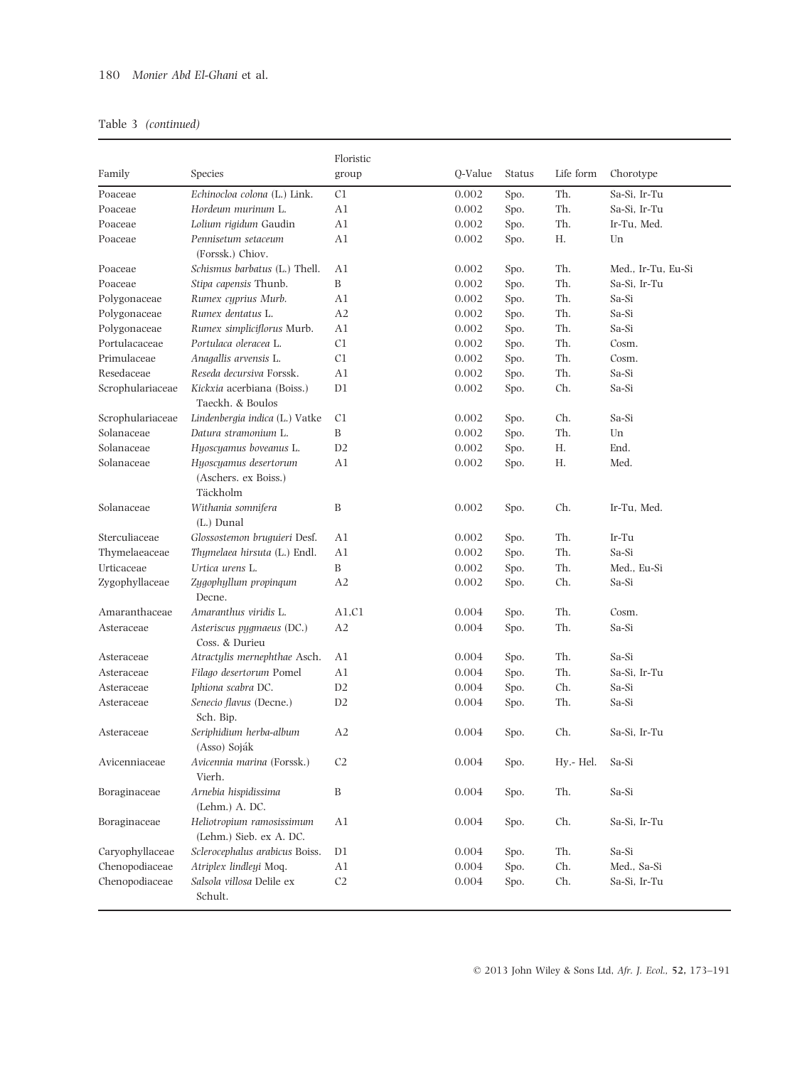Table 3 *(continued)*

| Family | Species | Floristic group | Q-Value | Status | Life form | Chorotype |
|---|---|---|---|---|---|---|
| Poaceae | *Echinocloa colona* (L.) Link. | C1 | 0.002 | Spo. | Th. | Sa-Si, Ir-Tu |
| Poaceae | *Hordeum murinum* L. | A1 | 0.002 | Spo. | Th. | Sa-Si, Ir-Tu |
| Poaceae | *Lolium rigidum* Gaudin | A1 | 0.002 | Spo. | Th. | Ir-Tu, Med. |
| Poaceae | *Pennisetum setaceum* (Forssk.) Chiov. | A1 | 0.002 | Spo. | H. | Un |
| Poaceae | *Schismus barbatus* (L.) Thell. | A1 | 0.002 | Spo. | Th. | Med., Ir-Tu, Eu-Si |
| Poaceae | *Stipa capensis* Thunb. | B | 0.002 | Spo. | Th. | Sa-Si, Ir-Tu |
| Polygonaceae | *Rumex cyprius Murb.* | A1 | 0.002 | Spo. | Th. | Sa-Si |
| Polygonaceae | *Rumex dentatus* L. | A2 | 0.002 | Spo. | Th. | Sa-Si |
| Polygonaceae | *Rumex simpliciflorus* Murb. | A1 | 0.002 | Spo. | Th. | Sa-Si |
| Portulacaceae | *Portulaca oleracea* L. | C1 | 0.002 | Spo. | Th. | Cosm. |
| Primulaceae | *Anagallis arvensis* L. | C1 | 0.002 | Spo. | Th. | Cosm. |
| Resedaceae | *Reseda decursiva* Forssk. | A1 | 0.002 | Spo. | Th. | Sa-Si |
| Scrophulariaceae | *Kickxia* acerbiana (Boiss.) Taeckh. & Boulos | D1 | 0.002 | Spo. | Ch. | Sa-Si |
| Scrophulariaceae | *Lindenbergia indica* (L.) Vatke | C1 | 0.002 | Spo. | Ch. | Sa-Si |
| Solanaceae | *Datura stramonium* L. | B | 0.002 | Spo. | Th. | Un |
| Solanaceae | *Hyoscyamus boveanus* L. | D2 | 0.002 | Spo. | H. | End. |
| Solanaceae | *Hyoscyamus desertorum* (Aschers. ex Boiss.) Täckholm | A1 | 0.002 | Spo. | H. | Med. |
| Solanaceae | *Withania somnifera* (L.) Dunal | B | 0.002 | Spo. | Ch. | Ir-Tu, Med. |
| Sterculiaceae | *Glossostemon bruguieri* Desf. | A1 | 0.002 | Spo. | Th. | Ir-Tu |
| Thymelaeaceae | *Thymelaea hirsuta* (L.) Endl. | A1 | 0.002 | Spo. | Th. | Sa-Si |
| Urticaceae | *Urtica urens* L. | B | 0.002 | Spo. | Th. | Med., Eu-Si |
| Zygophyllaceae | *Zygophyllum propinqum* Decne. | A2 | 0.002 | Spo. | Ch. | Sa-Si |
| Amaranthaceae | *Amaranthus viridis* L. | A1,C1 | 0.004 | Spo. | Th. | Cosm. |
| Asteraceae | *Asteriscus pygmaeus* (DC.) Coss. & Durieu | A2 | 0.004 | Spo. | Th. | Sa-Si |
| Asteraceae | *Atractylis mernephthae* Asch. | A1 | 0.004 | Spo. | Th. | Sa-Si |
| Asteraceae | *Filago desertorum* Pomel | A1 | 0.004 | Spo. | Th. | Sa-Si, Ir-Tu |
| Asteraceae | *Iphiona scabra* DC. | D2 | 0.004 | Spo. | Ch. | Sa-Si |
| Asteraceae | *Senecio flavus* (Decne.) Sch. Bip. | D2 | 0.004 | Spo. | Th. | Sa-Si |
| Asteraceae | *Seriphidium herba-album* (Asso) Soják | A2 | 0.004 | Spo. | Ch. | Sa-Si, Ir-Tu |
| Avicenniaceae | *Avicennia marina* (Forssk.) Vierh. | C2 | 0.004 | Spo. | Hy.- Hel. | Sa-Si |
| Boraginaceae | *Arnebia hispidissima* (Lehm.) A. DC. | B | 0.004 | Spo. | Th. | Sa-Si |
| Boraginaceae | *Heliotropium ramosissimum* (Lehm.) Sieb. ex A. DC. | A1 | 0.004 | Spo. | Ch. | Sa-Si, Ir-Tu |
| Caryophyllaceae | *Sclerocephalus arabicus* Boiss. | D1 | 0.004 | Spo. | Th. | Sa-Si |
| Chenopodiaceae | *Atriplex lindleyi* Moq. | A1 | 0.004 | Spo. | Ch. | Med., Sa-Si |
| Chenopodiaceae | *Salsola villosa* Delile ex Schult. | C2 | 0.004 | Spo. | Ch. | Sa-Si, Ir-Tu |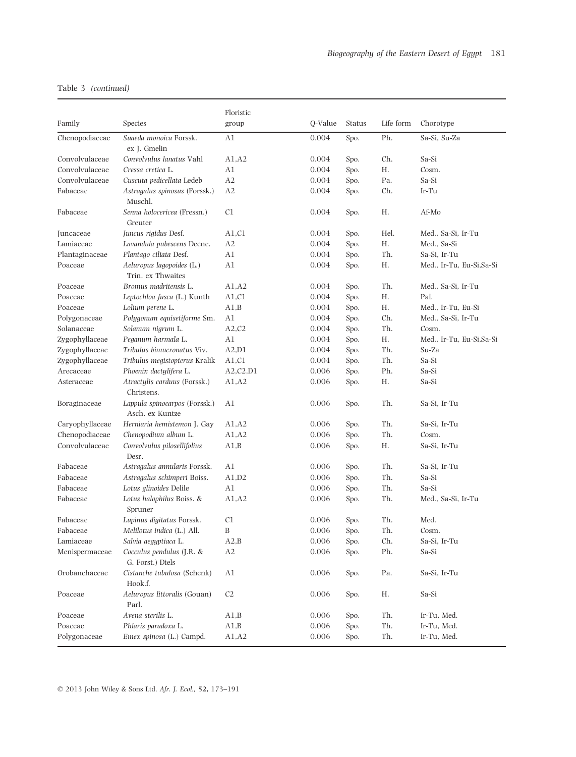Table 3 *(continued)*

| Family | Species | Floristic group | Q-Value | Status | Life form | Chorotype |
|---|---|---|---|---|---|---|
| Chenopodiaceae | *Suaeda monoica* Forssk. ex J. Gmelin | A1 | 0.004 | Spo. | Ph. | Sa-Si, Su-Za |
| Convolvulaceae | *Convolvulus lanatus* Vahl | A1,A2 | 0.004 | Spo. | Ch. | Sa-Si |
| Convolvulaceae | *Cressa cretica* L. | A1 | 0.004 | Spo. | H. | Cosm. |
| Convolvulaceae | *Cuscuta pedicellata* Ledeb | A2 | 0.004 | Spo. | Pa. | Sa-Si |
| Fabaceae | *Astragalus spinosus* (Forssk.) Muschl. | A2 | 0.004 | Spo. | Ch. | Ir-Tu |
| Fabaceae | *Senna holocericea* (Fressn.) Greuter | C1 | 0.004 | Spo. | H. | Af-Mo |
| Juncaceae | *Juncus rigidus* Desf. | A1,C1 | 0.004 | Spo. | Hel. | Med., Sa-Si, Ir-Tu |
| Lamiaceae | *Lavandula pubescens* Decne. | A2 | 0.004 | Spo. | H. | Med., Sa-Si |
| Plantaginaceae | *Plantago ciliata* Desf. | A1 | 0.004 | Spo. | Th. | Sa-Si, Ir-Tu |
| Poaceae | *Aeluropus lagopoides* (L.) Trin. ex Thwaites | A1 | 0.004 | Spo. | H. | Med., Ir-Tu, Eu-Si,Sa-Si |
| Poaceae | *Bromus madritensis* L. | A1,A2 | 0.004 | Spo. | Th. | Med., Sa-Si, Ir-Tu |
| Poaceae | *Leptochloa fusca* (L.) Kunth | A1,C1 | 0.004 | Spo. | H. | Pal. |
| Poaceae | *Lolium perene* L. | A1,B | 0.004 | Spo. | H. | Med., Ir-Tu, Eu-Si |
| Polygonaceae | *Polygonum equisetiforme* Sm. | A1 | 0.004 | Spo. | Ch. | Med., Sa-Si, Ir-Tu |
| Solanaceae | *Solanum nigrum* L. | A2,C2 | 0.004 | Spo. | Th. | Cosm. |
| Zygophyllaceae | *Peganum harmala* L. | A1 | 0.004 | Spo. | H. | Med., Ir-Tu, Eu-Si,Sa-Si |
| Zygophyllaceae | *Tribulus bimucronatus* Viv. | A2,D1 | 0.004 | Spo. | Th. | Su-Za |
| Zygophyllaceae | *Tribulus megistopterus* Kralik | A1,C1 | 0.004 | Spo. | Th. | Sa-Si |
| Arecaceae | *Phoenix dactylifera* L. | A2,C2,D1 | 0.006 | Spo. | Ph. | Sa-Si |
| Asteraceae | *Atractylis carduus* (Forssk.) Christens. | A1,A2 | 0.006 | Spo. | H. | Sa-Si |
| Boraginaceae | *Lappula spinocarpos* (Forssk.) Asch. ex Kuntze | A1 | 0.006 | Spo. | Th. | Sa-Si, Ir-Tu |
| Caryophyllaceae | *Herniaria hemistemon* J. Gay | A1,A2 | 0.006 | Spo. | Th. | Sa-Si, Ir-Tu |
| Chenopodiaceae | *Chenopodium album* L. | A1,A2 | 0.006 | Spo. | Th. | Cosm. |
| Convolvulaceae | *Convolvulus pilosellifolius* Desr. | A1,B | 0.006 | Spo. | H. | Sa-Si, Ir-Tu |
| Fabaceae | *Astragalus annularis* Forssk. | A1 | 0.006 | Spo. | Th. | Sa-Si, Ir-Tu |
| Fabaceae | *Astragalus schimperi* Boiss. | A1,D2 | 0.006 | Spo. | Th. | Sa-Si |
| Fabaceae | *Lotus glinoides* Delile | A1 | 0.006 | Spo. | Th. | Sa-Si |
| Fabaceae | *Lotus halophilus* Boiss. & Spruner | A1,A2 | 0.006 | Spo. | Th. | Med., Sa-Si, Ir-Tu |
| Fabaceae | *Lupinus digitatus* Forssk. | C1 | 0.006 | Spo. | Th. | Med. |
| Fabaceae | *Melilotus indica* (L.) All. | B | 0.006 | Spo. | Th. | Cosm. |
| Lamiaceae | *Salvia aegyptiaca* L. | A2,B | 0.006 | Spo. | Ch. | Sa-Si, Ir-Tu |
| Menispermaceae | *Cocculus pendulus* (J.R. & G. Forst.) Diels | A2 | 0.006 | Spo. | Ph. | Sa-Si |
| Orobanchaceae | *Cistanche tubulosa* (Schenk) Hook.f. | A1 | 0.006 | Spo. | Pa. | Sa-Si, Ir-Tu |
| Poaceae | *Aeluropus littoralis* (Gouan) Parl. | C2 | 0.006 | Spo. | H. | Sa-Si |
| Poaceae | *Avena sterilis* L. | A1,B | 0.006 | Spo. | Th. | Ir-Tu, Med. |
| Poaceae | *Phlaris paradoxa* L. | A1,B | 0.006 | Spo. | Th. | Ir-Tu, Med. |
| Polygonaceae | *Emex spinosa* (L.) Campd. | A1,A2 | 0.006 | Spo. | Th. | Ir-Tu, Med. |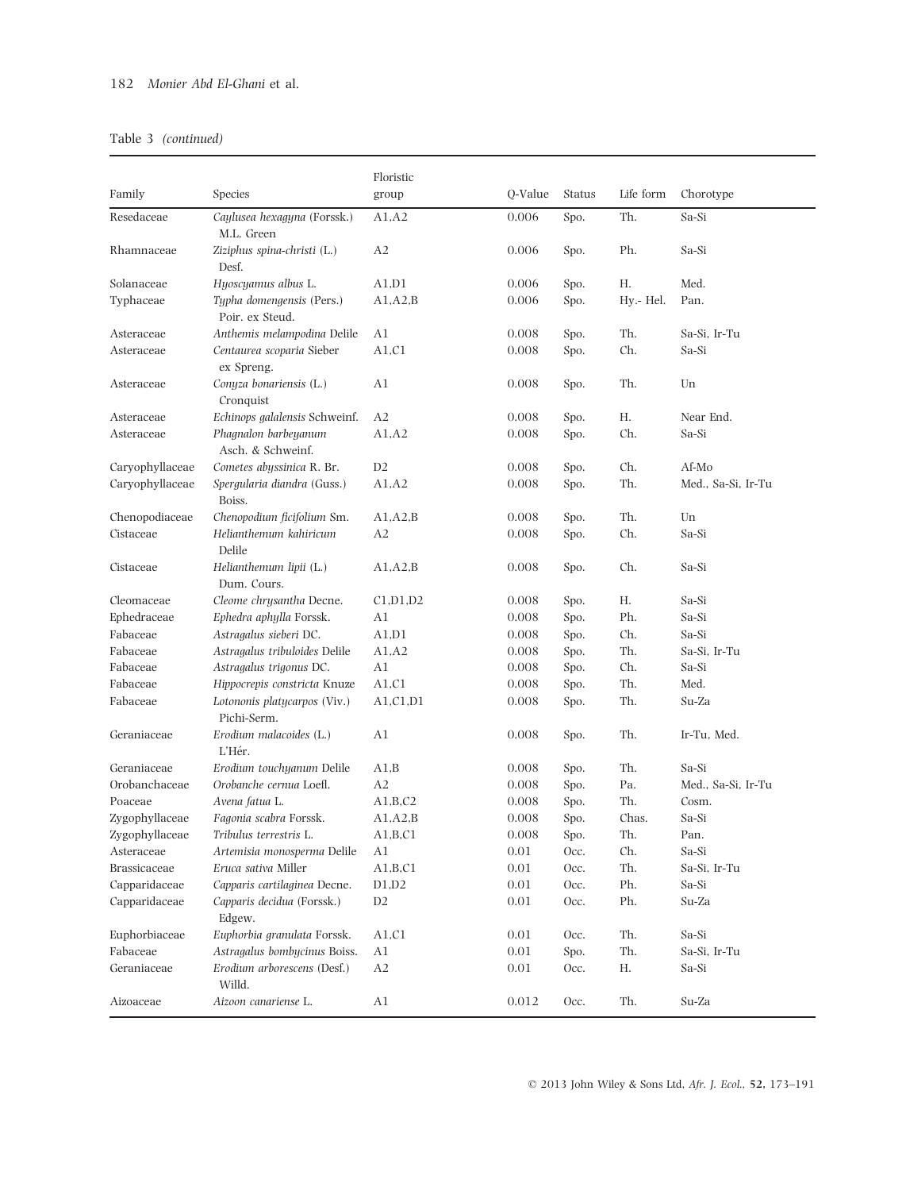Table 3 *(continued)*

| Family | Species | Floristic group | Q-Value | Status | Life form | Chorotype |
|---|---|---|---|---|---|---|
| Resedaceae | *Caylusea hexagyna* (Forssk.) M.L. Green | A1,A2 | 0.006 | Spo. | Th. | Sa-Si |
| Rhamnaceae | *Ziziphus spina-christi* (L.) Desf. | A2 | 0.006 | Spo. | Ph. | Sa-Si |
| Solanaceae | *Hyoscyamus albus* L. | A1,D1 | 0.006 | Spo. | H. | Med. |
| Typhaceae | *Typha domengensis* (Pers.) Poir. ex Steud. | A1,A2,B | 0.006 | Spo. | Hy.- Hel. | Pan. |
| Asteraceae | *Anthemis melampodina* Delile | A1 | 0.008 | Spo. | Th. | Sa-Si, Ir-Tu |
| Asteraceae | *Centaurea scoparia* Sieber ex Spreng. | A1,C1 | 0.008 | Spo. | Ch. | Sa-Si |
| Asteraceae | *Conyza bonariensis* (L.) Cronquist | A1 | 0.008 | Spo. | Th. | Un |
| Asteraceae | *Echinops galalensis* Schweinf. | A2 | 0.008 | Spo. | H. | Near End. |
| Asteraceae | *Phagnalon barbeyanum* Asch. & Schweinf. | A1,A2 | 0.008 | Spo. | Ch. | Sa-Si |
| Caryophyllaceae | *Cometes abyssinica* R. Br. | D2 | 0.008 | Spo. | Ch. | Af-Mo |
| Caryophyllaceae | *Spergularia diandra* (Guss.) Boiss. | A1,A2 | 0.008 | Spo. | Th. | Med., Sa-Si, Ir-Tu |
| Chenopodiaceae | *Chenopodium ficifolium* Sm. | A1,A2,B | 0.008 | Spo. | Th. | Un |
| Cistaceae | *Helianthemum kahiricum* Delile | A2 | 0.008 | Spo. | Ch. | Sa-Si |
| Cistaceae | *Helianthemum lipii* (L.) Dum. Cours. | A1,A2,B | 0.008 | Spo. | Ch. | Sa-Si |
| Cleomaceae | *Cleome chrysantha* Decne. | C1,D1,D2 | 0.008 | Spo. | H. | Sa-Si |
| Ephedraceae | *Ephedra aphylla* Forssk. | A1 | 0.008 | Spo. | Ph. | Sa-Si |
| Fabaceae | *Astragalus sieberi* DC. | A1,D1 | 0.008 | Spo. | Ch. | Sa-Si |
| Fabaceae | *Astragalus tribuloides* Delile | A1,A2 | 0.008 | Spo. | Th. | Sa-Si, Ir-Tu |
| Fabaceae | *Astragalus trigonus* DC. | A1 | 0.008 | Spo. | Ch. | Sa-Si |
| Fabaceae | *Hippocrepis constricta* Knuze | A1,C1 | 0.008 | Spo. | Th. | Med. |
| Fabaceae | *Lotononis platycarpos* (Viv.) Pichi-Serm. | A1,C1,D1 | 0.008 | Spo. | Th. | Su-Za |
| Geraniaceae | *Erodium malacoides* (L.) L'Hér. | A1 | 0.008 | Spo. | Th. | Ir-Tu, Med. |
| Geraniaceae | *Erodium touchyanum* Delile | A1,B | 0.008 | Spo. | Th. | Sa-Si |
| Orobanchaceae | *Orobanche cernua* Loefl. | A2 | 0.008 | Spo. | Pa. | Med., Sa-Si, Ir-Tu |
| Poaceae | *Avena fatua* L. | A1,B,C2 | 0.008 | Spo. | Th. | Cosm. |
| Zygophyllaceae | *Fagonia scabra* Forssk. | A1,A2,B | 0.008 | Spo. | Chas. | Sa-Si |
| Zygophyllaceae | *Tribulus terrestris* L. | A1,B,C1 | 0.008 | Spo. | Th. | Pan. |
| Asteraceae | *Artemisia monosperma* Delile | A1 | 0.01 | Occ. | Ch. | Sa-Si |
| Brassicaceae | *Eruca sativa* Miller | A1,B,C1 | 0.01 | Occ. | Th. | Sa-Si, Ir-Tu |
| Capparidaceae | *Capparis cartilaginea* Decne. | D1,D2 | 0.01 | Occ. | Ph. | Sa-Si |
| Capparidaceae | *Capparis decidua* (Forssk.) Edgew. | D2 | 0.01 | Occ. | Ph. | Su-Za |
| Euphorbiaceae | *Euphorbia granulata* Forssk. | A1,C1 | 0.01 | Occ. | Th. | Sa-Si |
| Fabaceae | *Astragalus bombycinus* Boiss. | A1 | 0.01 | Spo. | Th. | Sa-Si, Ir-Tu |
| Geraniaceae | *Erodium arborescens* (Desf.) Willd. | A2 | 0.01 | Occ. | H. | Sa-Si |
| Aizoaceae | *Aizoon canariense* L. | A1 | 0.012 | Occ. | Th. | Su-Za |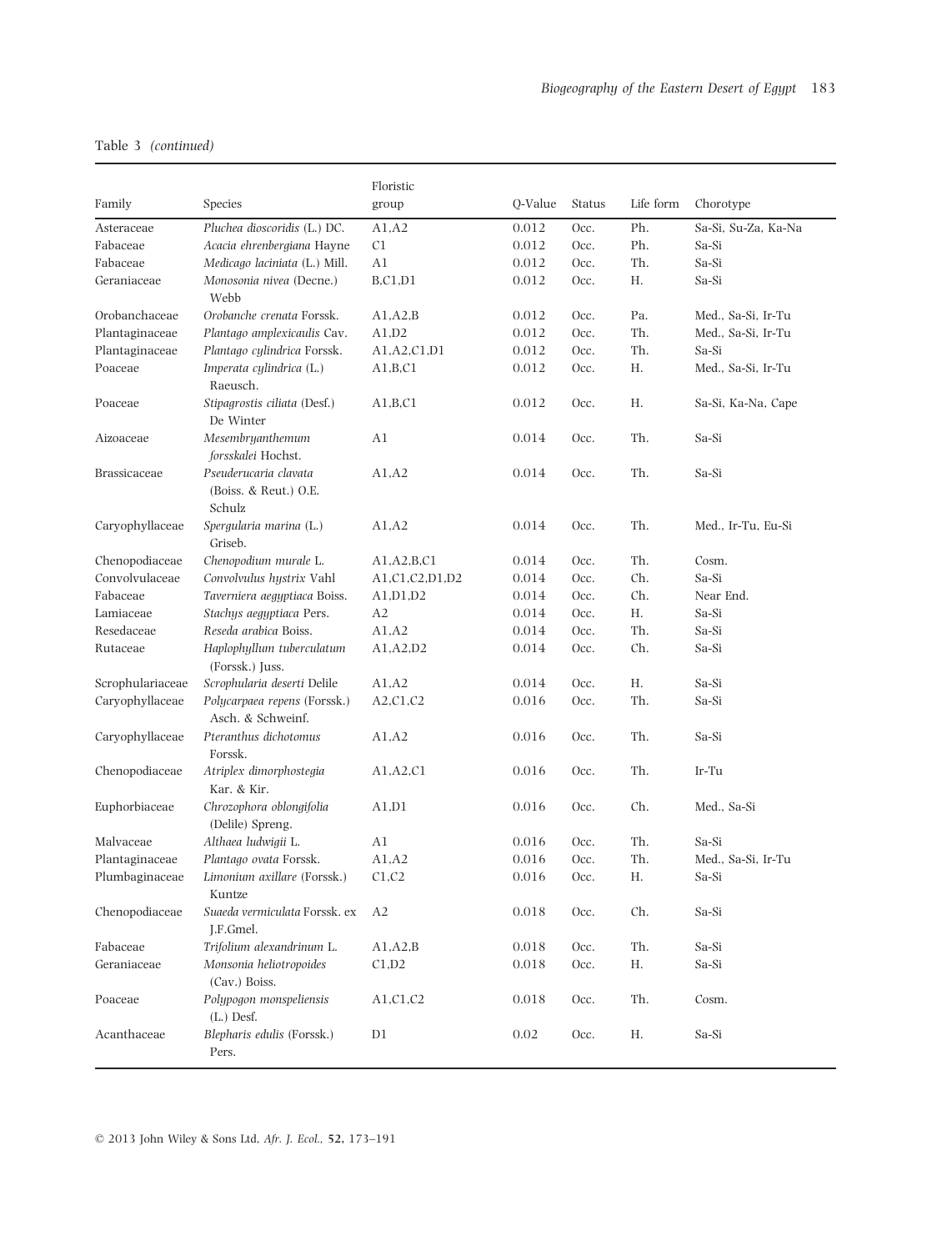Table 3 *(continued)*

| Family | Species | Floristic group | Q-Value | Status | Life form | Chorotype |
|---|---|---|---|---|---|---|
| Asteraceae | *Pluchea dioscoridis* (L.) DC. | A1,A2 | 0.012 | Occ. | Ph. | Sa-Si, Su-Za, Ka-Na |
| Fabaceae | *Acacia ehrenbergiana* Hayne | C1 | 0.012 | Occ. | Ph. | Sa-Si |
| Fabaceae | *Medicago laciniata* (L.) Mill. | A1 | 0.012 | Occ. | Th. | Sa-Si |
| Geraniaceae | *Monosonia nivea* (Decne.) Webb | B,C1,D1 | 0.012 | Occ. | H. | Sa-Si |
| Orobanchaceae | *Orobanche crenata* Forssk. | A1,A2,B | 0.012 | Occ. | Pa. | Med., Sa-Si, Ir-Tu |
| Plantaginaceae | *Plantago amplexicaulis* Cav. | A1,D2 | 0.012 | Occ. | Th. | Med., Sa-Si, Ir-Tu |
| Plantaginaceae | *Plantago cylindrica* Forssk. | A1,A2,C1,D1 | 0.012 | Occ. | Th. | Sa-Si |
| Poaceae | *Imperata cylindrica* (L.) Raeusch. | A1,B,C1 | 0.012 | Occ. | H. | Med., Sa-Si, Ir-Tu |
| Poaceae | *Stipagrostis ciliata* (Desf.) De Winter | A1,B,C1 | 0.012 | Occ. | H. | Sa-Si, Ka-Na, Cape |
| Aizoaceae | *Mesembryanthemum forsskalei* Hochst. | A1 | 0.014 | Occ. | Th. | Sa-Si |
| Brassicaceae | *Pseuderucaria clavata* (Boiss. & Reut.) O.E. Schulz | A1,A2 | 0.014 | Occ. | Th. | Sa-Si |
| Caryophyllaceae | *Spergularia marina* (L.) Griseb. | A1,A2 | 0.014 | Occ. | Th. | Med., Ir-Tu, Eu-Si |
| Chenopodiaceae | *Chenopodium murale* L. | A1,A2,B,C1 | 0.014 | Occ. | Th. | Cosm. |
| Convolvulaceae | *Convolvulus hystrix* Vahl | A1,C1,C2,D1,D2 | 0.014 | Occ. | Ch. | Sa-Si |
| Fabaceae | *Taverniera aegyptiaca* Boiss. | A1,D1,D2 | 0.014 | Occ. | Ch. | Near End. |
| Lamiaceae | *Stachys aegyptiaca* Pers. | A2 | 0.014 | Occ. | H. | Sa-Si |
| Resedaceae | *Reseda arabica* Boiss. | A1,A2 | 0.014 | Occ. | Th. | Sa-Si |
| Rutaceae | *Haplophyllum tuberculatum* (Forssk.) Juss. | A1,A2,D2 | 0.014 | Occ. | Ch. | Sa-Si |
| Scrophulariaceae | *Scrophularia deserti* Delile | A1,A2 | 0.014 | Occ. | H. | Sa-Si |
| Caryophyllaceae | *Polycarpaea repens* (Forssk.) Asch. & Schweinf. | A2,C1,C2 | 0.016 | Occ. | Th. | Sa-Si |
| Caryophyllaceae | *Pteranthus dichotomus* Forssk. | A1,A2 | 0.016 | Occ. | Th. | Sa-Si |
| Chenopodiaceae | *Atriplex dimorphostegia* Kar. & Kir. | A1,A2,C1 | 0.016 | Occ. | Th. | Ir-Tu |
| Euphorbiaceae | *Chrozophora oblongifolia* (Delile) Spreng. | A1,D1 | 0.016 | Occ. | Ch. | Med., Sa-Si |
| Malvaceae | *Althaea ludwigii* L. | A1 | 0.016 | Occ. | Th. | Sa-Si |
| Plantaginaceae | *Plantago ovata* Forssk. | A1,A2 | 0.016 | Occ. | Th. | Med., Sa-Si, Ir-Tu |
| Plumbaginaceae | *Limonium axillare* (Forssk.) Kuntze | C1,C2 | 0.016 | Occ. | H. | Sa-Si |
| Chenopodiaceae | *Suaeda vermiculata* Forssk. ex J.F.Gmel. | A2 | 0.018 | Occ. | Ch. | Sa-Si |
| Fabaceae | *Trifolium alexandrinum* L. | A1,A2,B | 0.018 | Occ. | Th. | Sa-Si |
| Geraniaceae | *Monsonia heliotropoides* (Cav.) Boiss. | C1,D2 | 0.018 | Occ. | H. | Sa-Si |
| Poaceae | *Polypogon monspeliensis* (L.) Desf. | A1,C1,C2 | 0.018 | Occ. | Th. | Cosm. |
| Acanthaceae | *Blepharis edulis* (Forssk.) Pers. | D1 | 0.02 | Occ. | H. | Sa-Si |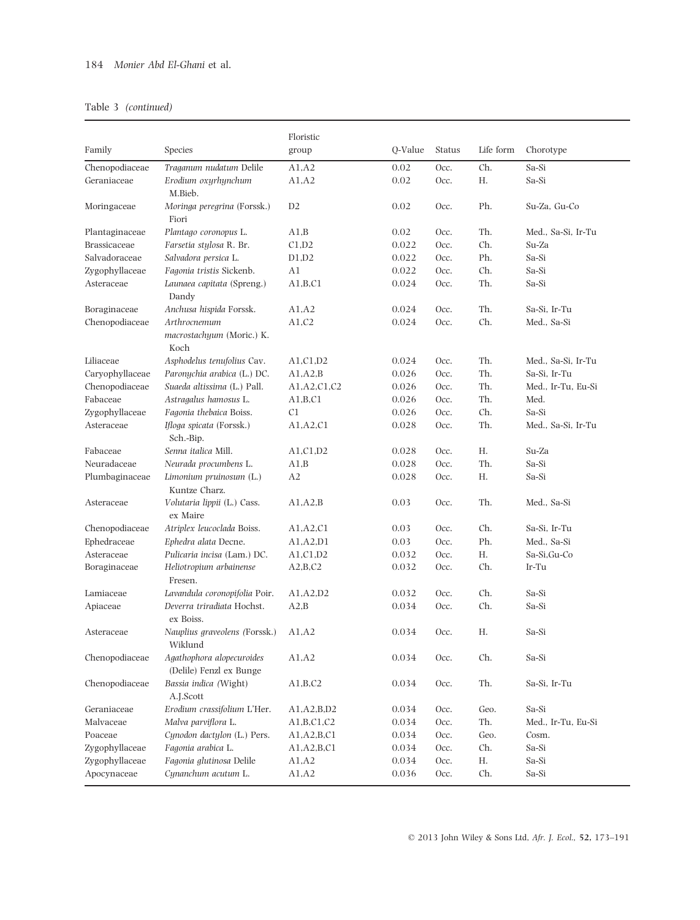Table 3 *(continued)*

| Family | Species | Floristic group | Q-Value | Status | Life form | Chorotype |
|---|---|---|---|---|---|---|
| Chenopodiaceae | *Traganum nudatum* Delile | A1,A2 | 0.02 | Occ. | Ch. | Sa-Si |
| Geraniaceae | *Erodium oxyrhynchum* M.Bieb. | A1,A2 | 0.02 | Occ. | H. | Sa-Si |
| Moringaceae | *Moringa peregrina* (Forssk.) Fiori | D2 | 0.02 | Occ. | Ph. | Su-Za, Gu-Co |
| Plantaginaceae | *Plantago coronopus* L. | A1,B | 0.02 | Occ. | Th. | Med., Sa-Si, Ir-Tu |
| Brassicaceae | *Farsetia stylosa* R. Br. | C1,D2 | 0.022 | Occ. | Ch. | Su-Za |
| Salvadoraceae | *Salvadora persica* L. | D1,D2 | 0.022 | Occ. | Ph. | Sa-Si |
| Zygophyllaceae | *Fagonia tristis* Sickenb. | A1 | 0.022 | Occ. | Ch. | Sa-Si |
| Asteraceae | *Launaea capitata* (Spreng.) Dandy | A1,B,C1 | 0.024 | Occ. | Th. | Sa-Si |
| Boraginaceae | *Anchusa hispida* Forssk. | A1,A2 | 0.024 | Occ. | Th. | Sa-Si, Ir-Tu |
| Chenopodiaceae | *Arthrocnemum macrostachyum* (Moric.) K. Koch | A1,C2 | 0.024 | Occ. | Ch. | Med., Sa-Si |
| Liliaceae | *Asphodelus tenufolius* Cav. | A1,C1,D2 | 0.024 | Occ. | Th. | Med., Sa-Si, Ir-Tu |
| Caryophyllaceae | *Paronychia arabica* (L.) DC. | A1,A2,B | 0.026 | Occ. | Th. | Sa-Si, Ir-Tu |
| Chenopodiaceae | *Suaeda altissima* (L.) Pall. | A1,A2,C1,C2 | 0.026 | Occ. | Th. | Med., Ir-Tu, Eu-Si |
| Fabaceae | *Astragalus hamosus* L. | A1,B,C1 | 0.026 | Occ. | Th. | Med. |
| Zygophyllaceae | *Fagonia thebaica* Boiss. | C1 | 0.026 | Occ. | Ch. | Sa-Si |
| Asteraceae | *Ifloga spicata* (Forssk.) Sch.-Bip. | A1,A2,C1 | 0.028 | Occ. | Th. | Med., Sa-Si, Ir-Tu |
| Fabaceae | *Senna italica* Mill. | A1,C1,D2 | 0.028 | Occ. | H. | Su-Za |
| Neuradaceae | *Neurada procumbens* L. | A1,B | 0.028 | Occ. | Th. | Sa-Si |
| Plumbaginaceae | *Limonium pruinosum* (L.) Kuntze Charz. | A2 | 0.028 | Occ. | H. | Sa-Si |
| Asteraceae | *Volutaria lippii* (L.) Cass. ex Maire | A1,A2,B | 0.03 | Occ. | Th. | Med., Sa-Si |
| Chenopodiaceae | *Atriplex leucoclada* Boiss. | A1,A2,C1 | 0.03 | Occ. | Ch. | Sa-Si, Ir-Tu |
| Ephedraceae | *Ephedra alata* Decne. | A1,A2,D1 | 0.03 | Occ. | Ph. | Med., Sa-Si |
| Asteraceae | *Pulicaria incisa* (Lam.) DC. | A1,C1,D2 | 0.032 | Occ. | H. | Sa-Si,Gu-Co |
| Boraginaceae | *Heliotropium arbainense* Fresen. | A2,B,C2 | 0.032 | Occ. | Ch. | Ir-Tu |
| Lamiaceae | *Lavandula coronopifolia* Poir. | A1,A2,D2 | 0.032 | Occ. | Ch. | Sa-Si |
| Apiaceae | *Deverra triradiata* Hochst. ex Boiss. | A2,B | 0.034 | Occ. | Ch. | Sa-Si |
| Asteraceae | *Nauplius graveolens (*Forssk.) Wiklund | A1,A2 | 0.034 | Occ. | H. | Sa-Si |
| Chenopodiaceae | *Agathophora alopecuroides* (Delile) Fenzl ex Bunge | A1,A2 | 0.034 | Occ. | Ch. | Sa-Si |
| Chenopodiaceae | *Bassia indica (*Wight) A.J.Scott | A1,B,C2 | 0.034 | Occ. | Th. | Sa-Si, Ir-Tu |
| Geraniaceae | *Erodium crassifolium* L'Her. | A1,A2,B,D2 | 0.034 | Occ. | Geo. | Sa-Si |
| Malvaceae | *Malva parviflora* L. | A1,B,C1,C2 | 0.034 | Occ. | Th. | Med., Ir-Tu, Eu-Si |
| Poaceae | *Cynodon dactylon* (L.) Pers. | A1,A2,B,C1 | 0.034 | Occ. | Geo. | Cosm. |
| Zygophyllaceae | *Fagonia arabica* L. | A1,A2,B,C1 | 0.034 | Occ. | Ch. | Sa-Si |
| Zygophyllaceae | *Fagonia glutinosa* Delile | A1,A2 | 0.034 | Occ. | H. | Sa-Si |
| Apocynaceae | *Cynanchum acutum* L. | A1,A2 | 0.036 | Occ. | Ch. | Sa-Si |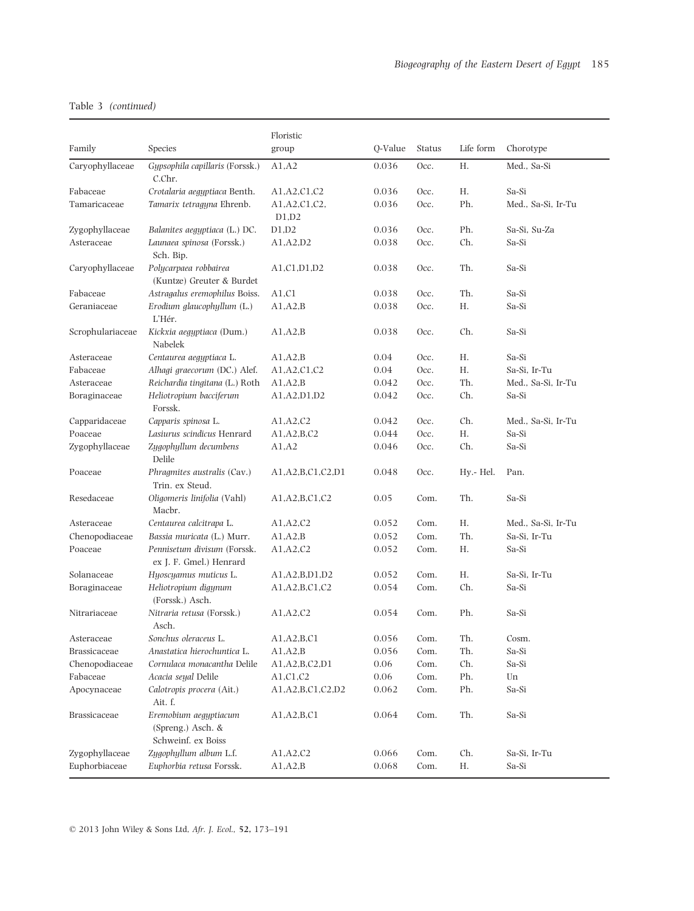Table 3 *(continued)*

| Family | Species | Floristic group | Q-Value | Status | Life form | Chorotype |
|---|---|---|---|---|---|---|
| Caryophyllaceae | *Gypsophila capillaris* (Forssk.) C.Chr. | A1,A2 | 0.036 | Occ. | H. | Med., Sa-Si |
| Fabaceae | *Crotalaria aegyptiaca* Benth. | A1,A2,C1,C2 | 0.036 | Occ. | H. | Sa-Si |
| Tamaricaceae | *Tamarix tetragyna* Ehrenb. | A1,A2,C1,C2, D1,D2 | 0.036 | Occ. | Ph. | Med., Sa-Si, Ir-Tu |
| Zygophyllaceae | *Balanites aegyptiaca* (L.) DC. | D1,D2 | 0.036 | Occ. | Ph. | Sa-Si, Su-Za |
| Asteraceae | *Launaea spinosa* (Forssk.) Sch. Bip. | A1,A2,D2 | 0.038 | Occ. | Ch. | Sa-Si |
| Caryophyllaceae | *Polycarpaea robbairea* (Kuntze) Greuter & Burdet | A1,C1,D1,D2 | 0.038 | Occ. | Th. | Sa-Si |
| Fabaceae | *Astragalus eremophilus* Boiss. | A1,C1 | 0.038 | Occ. | Th. | Sa-Si |
| Geraniaceae | *Erodium glaucophyllum* (L.) L'Hér. | A1,A2,B | 0.038 | Occ. | H. | Sa-Si |
| Scrophulariaceae | *Kickxia aegyptiaca* (Dum.) Nabelek | A1,A2,B | 0.038 | Occ. | Ch. | Sa-Si |
| Asteraceae | *Centaurea aegyptiaca* L. | A1,A2,B | 0.04 | Occ. | H. | Sa-Si |
| Fabaceae | *Alhagi graecorum* (DC.) Alef. | A1,A2,C1,C2 | 0.04 | Occ. | H. | Sa-Si, Ir-Tu |
| Asteraceae | *Reichardia tingitana* (L.) Roth | A1,A2,B | 0.042 | Occ. | Th. | Med., Sa-Si, Ir-Tu |
| Boraginaceae | *Heliotropium bacciferum* Forssk. | A1,A2,D1,D2 | 0.042 | Occ. | Ch. | Sa-Si |
| Capparidaceae | *Capparis spinosa* L. | A1,A2,C2 | 0.042 | Occ. | Ch. | Med., Sa-Si, Ir-Tu |
| Poaceae | *Lasiurus scindicus* Henrard | A1,A2,B,C2 | 0.044 | Occ. | H. | Sa-Si |
| Zygophyllaceae | *Zygophyllum decumbens* Delile | A1,A2 | 0.046 | Occ. | Ch. | Sa-Si |
| Poaceae | *Phragmites australis* (Cav.) Trin. ex Steud. | A1,A2,B,C1,C2,D1 | 0.048 | Occ. | Hy.- Hel. | Pan. |
| Resedaceae | *Oligomeris linifolia* (Vahl) Macbr. | A1,A2,B,C1,C2 | 0.05 | Com. | Th. | Sa-Si |
| Asteraceae | *Centaurea calcitrapa* L. | A1,A2,C2 | 0.052 | Com. | H. | Med., Sa-Si, Ir-Tu |
| Chenopodiaceae | *Bassia muricata* (L.) Murr. | A1,A2,B | 0.052 | Com. | Th. | Sa-Si, Ir-Tu |
| Poaceae | *Pennisetum divisum* (Forssk. ex J. F. Gmel.) Henrard | A1,A2,C2 | 0.052 | Com. | H. | Sa-Si |
| Solanaceae | *Hyoscyamus muticus* L. | A1,A2,B,D1,D2 | 0.052 | Com. | H. | Sa-Si, Ir-Tu |
| Boraginaceae | *Heliotropium digynum* (Forssk.) Asch. | A1,A2,B,C1,C2 | 0.054 | Com. | Ch. | Sa-Si |
| Nitrariaceae | *Nitraria retusa* (Forssk.) Asch. | A1,A2,C2 | 0.054 | Com. | Ph. | Sa-Si |
| Asteraceae | *Sonchus oleraceus* L. | A1,A2,B,C1 | 0.056 | Com. | Th. | Cosm. |
| Brassicaceae | *Anastatica hierochuntica* L. | A1,A2,B | 0.056 | Com. | Th. | Sa-Si |
| Chenopodiaceae | *Cornulaca monacantha* Delile | A1,A2,B,C2,D1 | 0.06 | Com. | Ch. | Sa-Si |
| Fabaceae | *Acacia seyal* Delile | A1,C1,C2 | 0.06 | Com. | Ph. | Un |
| Apocynaceae | *Calotropis procera* (Ait.) Ait. f. | A1,A2,B,C1,C2,D2 | 0.062 | Com. | Ph. | Sa-Si |
| Brassicaceae | *Eremobium aegyptiacum* (Spreng.) Asch. & Schweinf. ex Boiss | A1,A2,B,C1 | 0.064 | Com. | Th. | Sa-Si |
| Zygophyllaceae | *Zygophyllum album* L.f. | A1,A2,C2 | 0.066 | Com. | Ch. | Sa-Si, Ir-Tu |
| Euphorbiaceae | *Euphorbia retusa* Forssk. | A1,A2,B | 0.068 | Com. | H. | Sa-Si |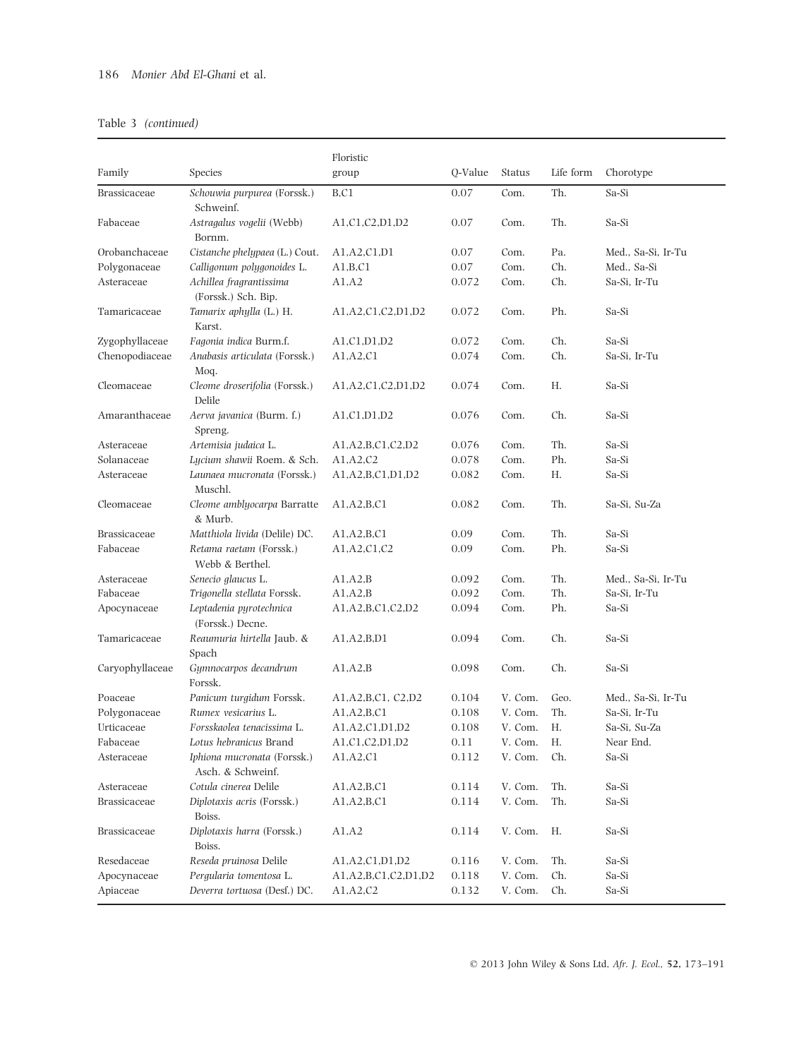Table 3 *(continued)*

| Family | Species | Floristic group | Q-Value | Status | Life form | Chorotype |
|---|---|---|---|---|---|---|
| Brassicaceae | *Schouwia purpurea* (Forssk.) Schweinf. | B,C1 | 0.07 | Com. | Th. | Sa-Si |
| Fabaceae | *Astragalus vogelii* (Webb) Bornm. | A1,C1,C2,D1,D2 | 0.07 | Com. | Th. | Sa-Si |
| Orobanchaceae | *Cistanche phelypaea* (L.) Cout. | A1,A2,C1,D1 | 0.07 | Com. | Pa. | Med., Sa-Si, Ir-Tu |
| Polygonaceae | *Calligonum polygonoides* L. | A1,B,C1 | 0.07 | Com. | Ch. | Med., Sa-Si |
| Asteraceae | *Achillea fragrantissima* (Forssk.) Sch. Bip. | A1,A2 | 0.072 | Com. | Ch. | Sa-Si, Ir-Tu |
| Tamaricaceae | *Tamarix aphylla* (L.) H. Karst. | A1,A2,C1,C2,D1,D2 | 0.072 | Com. | Ph. | Sa-Si |
| Zygophyllaceae | *Fagonia indica* Burm.f. | A1,C1,D1,D2 | 0.072 | Com. | Ch. | Sa-Si |
| Chenopodiaceae | *Anabasis articulata* (Forssk.) Moq. | A1,A2,C1 | 0.074 | Com. | Ch. | Sa-Si, Ir-Tu |
| Cleomaceae | *Cleome droserifolia* (Forssk.) Delile | A1,A2,C1,C2,D1,D2 | 0.074 | Com. | H. | Sa-Si |
| Amaranthaceae | *Aerva javanica* (Burm. f.) Spreng. | A1,C1,D1,D2 | 0.076 | Com. | Ch. | Sa-Si |
| Asteraceae | *Artemisia judaica* L. | A1,A2,B,C1,C2,D2 | 0.076 | Com. | Th. | Sa-Si |
| Solanaceae | *Lycium shawii* Roem. & Sch. | A1,A2,C2 | 0.078 | Com. | Ph. | Sa-Si |
| Asteraceae | *Launaea mucronata* (Forssk.) Muschl. | A1,A2,B,C1,D1,D2 | 0.082 | Com. | H. | Sa-Si |
| Cleomaceae | *Cleome amblyocarpa* Barratte & Murb. | A1,A2,B,C1 | 0.082 | Com. | Th. | Sa-Si, Su-Za |
| Brassicaceae | *Matthiola livida* (Delile) DC. | A1,A2,B,C1 | 0.09 | Com. | Th. | Sa-Si |
| Fabaceae | *Retama raetam* (Forssk.) Webb & Berthel. | A1,A2,C1,C2 | 0.09 | Com. | Ph. | Sa-Si |
| Asteraceae | *Senecio glaucus* L. | A1,A2,B | 0.092 | Com. | Th. | Med., Sa-Si, Ir-Tu |
| Fabaceae | *Trigonella stellata* Forssk. | A1,A2,B | 0.092 | Com. | Th. | Sa-Si, Ir-Tu |
| Apocynaceae | *Leptadenia pyrotechnica* (Forssk.) Decne. | A1,A2,B,C1,C2,D2 | 0.094 | Com. | Ph. | Sa-Si |
| Tamaricaceae | *Reaumuria hirtella* Jaub. & Spach | A1,A2,B,D1 | 0.094 | Com. | Ch. | Sa-Si |
| Caryophyllaceae | *Gymnocarpos decandrum* Forssk. | A1,A2,B | 0.098 | Com. | Ch. | Sa-Si |
| Poaceae | *Panicum turgidum* Forssk. | A1,A2,B,C1, C2,D2 | 0.104 | V. Com. | Geo. | Med., Sa-Si, Ir-Tu |
| Polygonaceae | *Rumex vesicarius* L. | A1,A2,B,C1 | 0.108 | V. Com. | Th. | Sa-Si, Ir-Tu |
| Urticaceae | *Forsskaolea tenacissima* L. | A1,A2,C1,D1,D2 | 0.108 | V. Com. | H. | Sa-Si, Su-Za |
| Fabaceae | *Lotus hebranicus* Brand | A1,C1,C2,D1,D2 | 0.11 | V. Com. | H. | Near End. |
| Asteraceae | *Iphiona mucronata* (Forssk.) Asch. & Schweinf. | A1,A2,C1 | 0.112 | V. Com. | Ch. | Sa-Si |
| Asteraceae | *Cotula cinerea* Delile | A1,A2,B,C1 | 0.114 | V. Com. | Th. | Sa-Si |
| Brassicaceae | *Diplotaxis acris* (Forssk.) Boiss. | A1,A2,B,C1 | 0.114 | V. Com. | Th. | Sa-Si |
| Brassicaceae | *Diplotaxis harra* (Forssk.) Boiss. | A1,A2 | 0.114 | V. Com. | H. | Sa-Si |
| Resedaceae | *Reseda pruinosa* Delile | A1,A2,C1,D1,D2 | 0.116 | V. Com. | Th. | Sa-Si |
| Apocynaceae | *Pergularia tomentosa* L. | A1,A2,B,C1,C2,D1,D2 | 0.118 | V. Com. | Ch. | Sa-Si |
| Apiaceae | *Deverra tortuosa* (Desf.) DC. | A1,A2,C2 | 0.132 | V. Com. | Ch. | Sa-Si |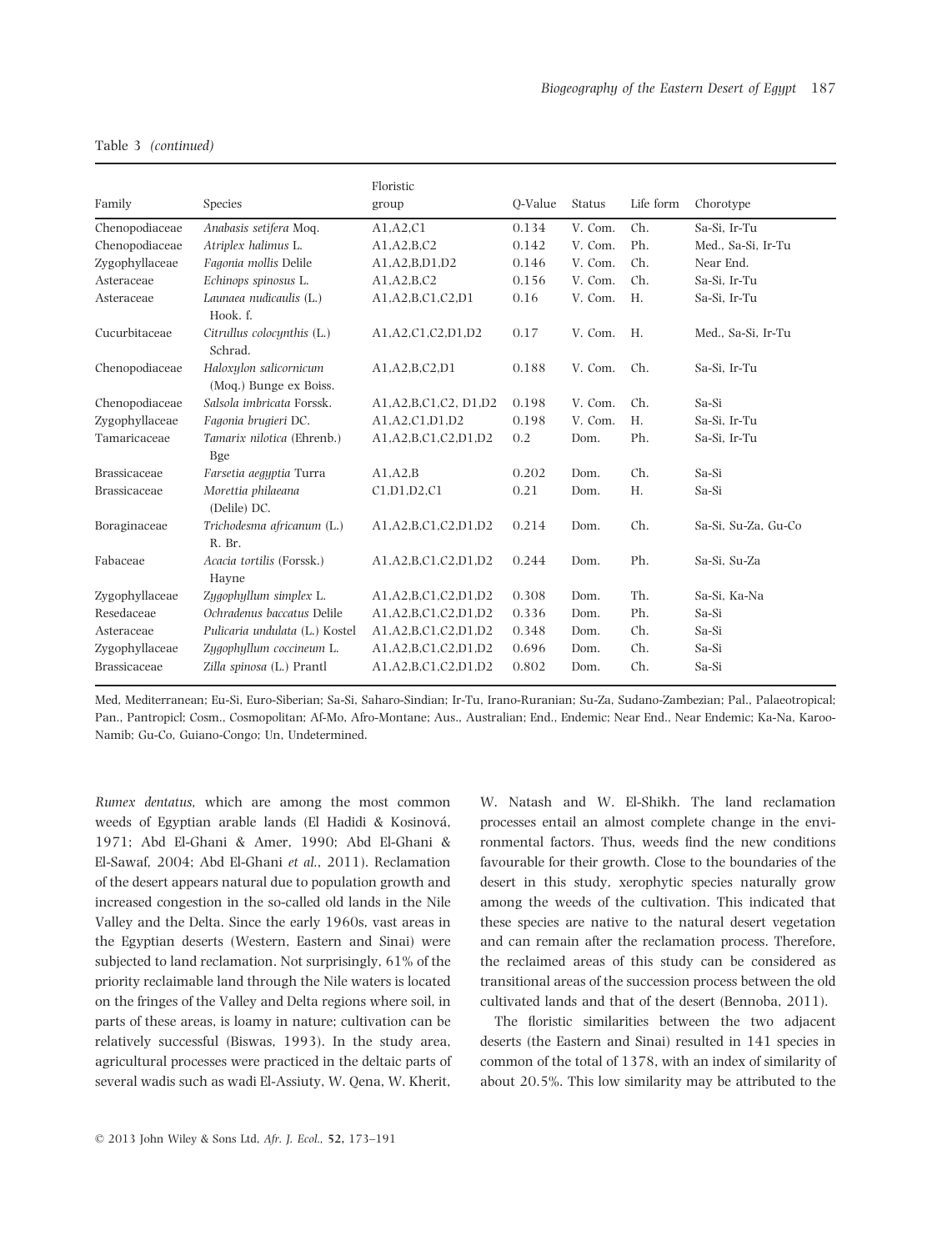Table 3 *(continued)*

| Family | Species | Floristic group | Q-Value | Status | Life form | Chorotype |
|---|---|---|---|---|---|---|
| Chenopodiaceae | *Anabasis setifera* Moq. | A1,A2,C1 | 0.134 | V. Com. | Ch. | Sa-Si, Ir-Tu |
| Chenopodiaceae | *Atriplex halimus* L. | A1,A2,B,C2 | 0.142 | V. Com. | Ph. | Med., Sa-Si, Ir-Tu |
| Zygophyllaceae | *Fagonia mollis* Delile | A1,A2,B,D1,D2 | 0.146 | V. Com. | Ch. | Near End. |
| Asteraceae | *Echinops spinosus* L. | A1,A2,B,C2 | 0.156 | V. Com. | Ch. | Sa-Si, Ir-Tu |
| Asteraceae | *Launaea nudicaulis* (L.) Hook. f. | A1,A2,B,C1,C2,D1 | 0.16 | V. Com. | H. | Sa-Si, Ir-Tu |
| Cucurbitaceae | *Citrullus colocynthis* (L.) Schrad. | A1,A2,C1,C2,D1,D2 | 0.17 | V. Com. | H. | Med., Sa-Si, Ir-Tu |
| Chenopodiaceae | *Haloxylon salicornicum* (Moq.) Bunge ex Boiss. | A1,A2,B,C2,D1 | 0.188 | V. Com. | Ch. | Sa-Si, Ir-Tu |
| Chenopodiaceae | *Salsola imbricata* Forssk. | A1,A2,B,C1,C2, D1,D2 | 0.198 | V. Com. | Ch. | Sa-Si |
| Zygophyllaceae | *Fagonia brugieri* DC. | A1,A2,C1,D1,D2 | 0.198 | V. Com. | H. | Sa-Si, Ir-Tu |
| Tamaricaceae | *Tamarix nilotica* (Ehrenb.) Bge | A1,A2,B,C1,C2,D1,D2 | 0.2 | Dom. | Ph. | Sa-Si, Ir-Tu |
| Brassicaceae | *Farsetia aegyptia* Turra | A1,A2,B | 0.202 | Dom. | Ch. | Sa-Si |
| Brassicaceae | *Morettia philaeana* (Delile) DC. | C1,D1,D2,C1 | 0.21 | Dom. | H. | Sa-Si |
| Boraginaceae | *Trichodesma africanum* (L.) R. Br. | A1,A2,B,C1,C2,D1,D2 | 0.214 | Dom. | Ch. | Sa-Si, Su-Za, Gu-Co |
| Fabaceae | *Acacia tortilis* (Forssk.) Hayne | A1,A2,B,C1,C2,D1,D2 | 0.244 | Dom. | Ph. | Sa-Si, Su-Za |
| Zygophyllaceae | *Zygophyllum simplex* L. | A1,A2,B,C1,C2,D1,D2 | 0.308 | Dom. | Th. | Sa-Si, Ka-Na |
| Resedaceae | *Ochradenus baccatus* Delile | A1,A2,B,C1,C2,D1,D2 | 0.336 | Dom. | Ph. | Sa-Si |
| Asteraceae | *Pulicaria undulata* (L.) Kostel | A1,A2,B,C1,C2,D1,D2 | 0.348 | Dom. | Ch. | Sa-Si |
| Zygophyllaceae | *Zygophyllum coccineum* L. | A1,A2,B,C1,C2,D1,D2 | 0.696 | Dom. | Ch. | Sa-Si |
| Brassicaceae | *Zilla spinosa* (L.) Prantl | A1,A2,B,C1,C2,D1,D2 | 0.802 | Dom. | Ch. | Sa-Si |

Med, Mediterranean; Eu-Si, Euro-Siberian; Sa-Si, Saharo-Sindian; Ir-Tu, Irano-Ruranian; Su-Za, Sudano-Zambezian; Pal., Palaeotropical; Pan., Pantropicl; Cosm., Cosmopolitan; Af-Mo, Afro-Montane; Aus., Australian; End., Endemic; Near End., Near Endemic; Ka-Na, Karoo-Namib; Gu-Co, Guiano-Congo; Un, Undetermined.

*Rumex dentatus,* which are among the most common weeds of Egyptian arable lands (El Hadidi & Kosinová, 1971; Abd El-Ghani & Amer, 1990; Abd El-Ghani & El-Sawaf, 2004; Abd El-Ghani *et al.*, 2011). Reclamation of the desert appears natural due to population growth and increased congestion in the so-called old lands in the Nile Valley and the Delta. Since the early 1960s, vast areas in the Egyptian deserts (Western, Eastern and Sinai) were subjected to land reclamation. Not surprisingly, 61% of the priority reclaimable land through the Nile waters is located on the fringes of the Valley and Delta regions where soil, in parts of these areas, is loamy in nature; cultivation can be relatively successful (Biswas, 1993). In the study area, agricultural processes were practiced in the deltaic parts of several wadis such as wadi El-Assiuty, W. Qena, W. Kherit, W. Natash and W. El-Shikh. The land reclamation processes entail an almost complete change in the environmental factors. Thus, weeds find the new conditions favourable for their growth. Close to the boundaries of the desert in this study, xerophytic species naturally grow among the weeds of the cultivation. This indicated that these species are native to the natural desert vegetation and can remain after the reclamation process. Therefore, the reclaimed areas of this study can be considered as transitional areas of the succession process between the old cultivated lands and that of the desert (Bennoba, 2011).

The floristic similarities between the two adjacent deserts (the Eastern and Sinai) resulted in 141 species in common of the total of 1378, with an index of similarity of about 20.5%. This low similarity may be attributed to the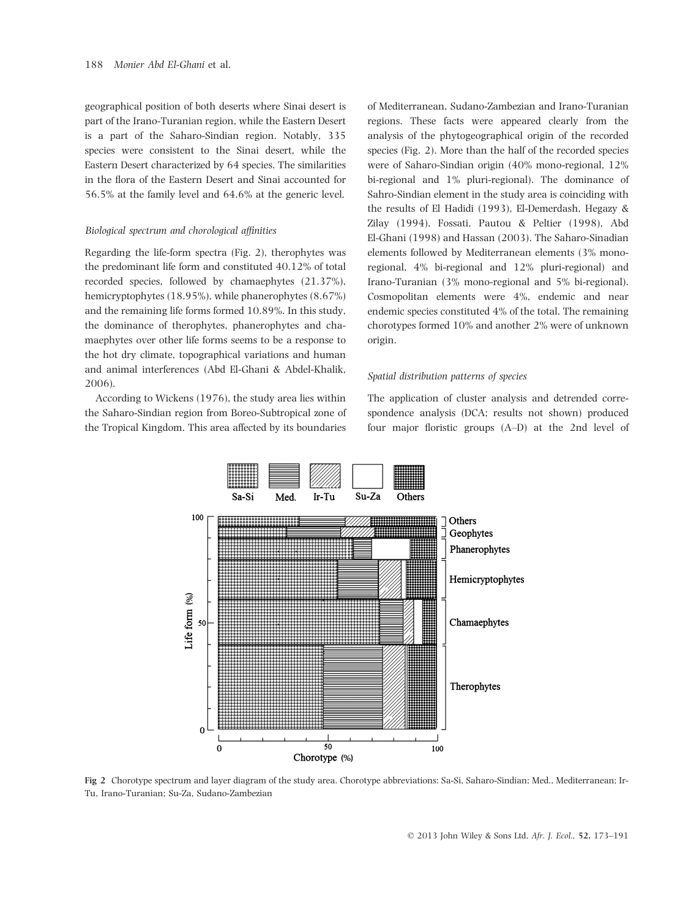geographical position of both deserts where Sinai desert is part of the Irano-Turanian region, while the Eastern Desert is a part of the Saharo-Sindian region. Notably, 335 species were consistent to the Sinai desert, while the Eastern Desert characterized by 64 species. The similarities in the flora of the Eastern Desert and Sinai accounted for 56.5% at the family level and 64.6% at the generic level.

### *Biological spectrum and chorological affinities*

Regarding the life-form spectra (Fig. 2), therophytes was the predominant life form and constituted 40.12% of total recorded species, followed by chamaephytes (21.37%), hemicryptophytes (18.95%), while phanerophytes (8.67%) and the remaining life forms formed 10.89%. In this study, the dominance of therophytes, phanerophytes and chamaephytes over other life forms seems to be a response to the hot dry climate, topographical variations and human and animal interferences (Abd El-Ghani & Abdel-Khalik, 2006).

According to Wickens (1976), the study area lies within the Saharo-Sindian region from Boreo-Subtropical zone of the Tropical Kingdom. This area affected by its boundaries of Mediterranean, Sudano-Zambezian and Irano-Turanian regions. These facts were appeared clearly from the analysis of the phytogeographical origin of the recorded species (Fig. 2). More than the half of the recorded species were of Saharo-Sindian origin (40% mono-regional, 12% bi-regional and 1% pluri-regional). The dominance of Sahro-Sindian element in the study area is coinciding with the results of El Hadidi (1993), El-Demerdash, Hegazy & Zilay (1994), Fossati, Pautou & Peltier (1998), Abd El-Ghani (1998) and Hassan (2003). The Saharo-Sinadian elements followed by Mediterranean elements (3% mono-regional, 4% bi-regional and 12% pluri-regional) and Irano-Turanian (3% mono-regional and 5% bi-regional). Cosmopolitan elements were 4%, endemic and near endemic species constituted 4% of the total. The remaining chorotypes formed 10% and another 2% were of unknown origin.

### *Spatial distribution patterns of species*

The application of cluster analysis and detrended correspondence analysis (DCA; results not shown) produced four major floristic groups (A–D) at the 2nd level of

**Fig 2** Chorotype spectrum and layer diagram of the study area. Chorotype abbreviations: Sa-Si, Saharo-Sindian; Med., Mediterranean; Ir-Tu, Irano-Turanian; Su-Za, Sudano-Zambezian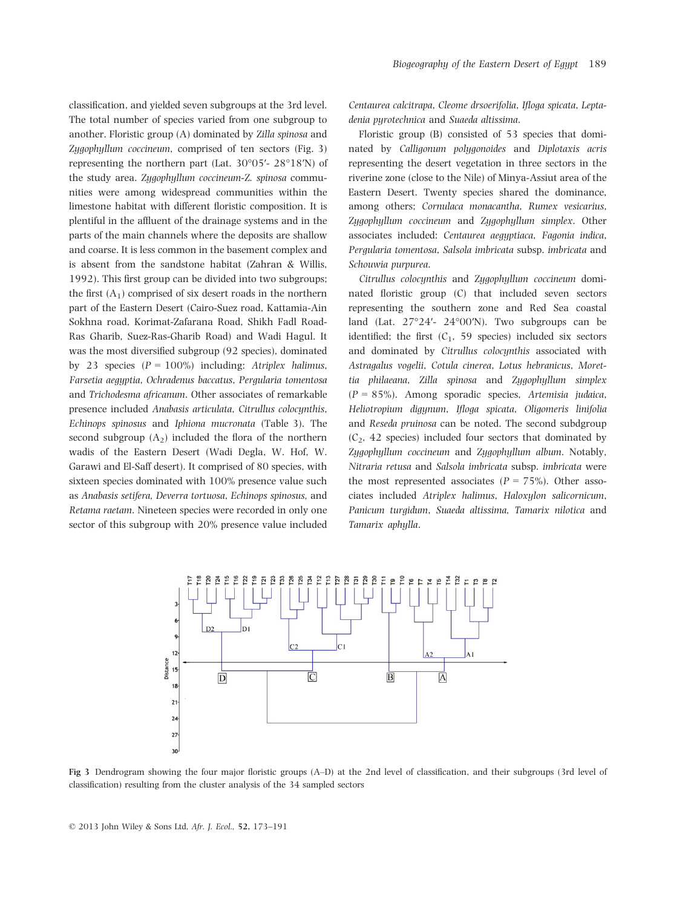classification, and yielded seven subgroups at the 3rd level. The total number of species varied from one subgroup to another. Floristic group (A) dominated by *Zilla spinosa* and *Zygophyllum coccineum*, comprised of ten sectors (Fig. 3) representing the northern part (Lat. 30°05′- 28°18′N) of the study area. *Zygophyllum coccineum-Z. spinosa* communities were among widespread communities within the limestone habitat with different floristic composition. It is plentiful in the affluent of the drainage systems and in the parts of the main channels where the deposits are shallow and coarse. It is less common in the basement complex and is absent from the sandstone habitat (Zahran & Willis, 1992). This first group can be divided into two subgroups; the first ($A_1$) comprised of six desert roads in the northern part of the Eastern Desert (Cairo-Suez road, Kattamia-Ain Sokhna road, Korimat-Zafarana Road, Shikh Fadl Road-Ras Gharib, Suez-Ras-Gharib Road) and Wadi Hagul. It was the most diversified subgroup (92 species), dominated by 23 species ($P = 100\%$) including: *Atriplex halimus*, *Farsetia aegyptia*, *Ochradenus baccatus*, *Pergularia tomentosa* and *Trichodesma africanum*. Other associates of remarkable presence included *Anabasis articulata*, *Citrullus colocynthis*, *Echinops spinosus* and *Iphiona mucronata* (Table 3). The second subgroup ($A_2$) included the flora of the northern wadis of the Eastern Desert (Wadi Degla, W. Hof, W. Garawi and El-Saff desert). It comprised of 80 species, with sixteen species dominated with 100% presence value such as *Anabasis setifera*, *Deverra tortuosa*, *Echinops spinosus*, and *Retama raetam*. Nineteen species were recorded in only one sector of this subgroup with 20% presence value included *Centaurea calcitrapa*, *Cleome drsoerifolia*, *Ifloga spicata*, *Leptadenia pyrotechnica* and *Suaeda altissima*.

Floristic group (B) consisted of 53 species that dominated by *Calligonum polygonoides* and *Diplotaxis acris* representing the desert vegetation in three sectors in the riverine zone (close to the Nile) of Minya-Assiut area of the Eastern Desert. Twenty species shared the dominance, among others; *Cornulaca monacantha*, *Rumex vesicarius*, *Zygophyllum coccineum* and *Zygophyllum simplex*. Other associates included: *Centaurea aegyptiaca*, *Fagonia indica*, *Pergularia tomentosa*, *Salsola imbricata* subsp. *imbricata* and *Schouwia purpurea*.

*Citrullus colocynthis* and *Zygophyllum coccineum* dominated floristic group (C) that included seven sectors representing the southern zone and Red Sea coastal land (Lat. 27°24′- 24°00′N). Two subgroups can be identified; the first ($C_1$, 59 species) included six sectors and dominated by *Citrullus colocynthis* associated with *Astragalus vogelii*, *Cotula cinerea*, *Lotus hebranicus*, *Morettia philaeana*, *Zilla spinosa* and *Zygophyllum simplex* ($P = 85\%$). Among sporadic species, *Artemisia judaica*, *Heliotropium digynum*, *Ifloga spicata*, *Oligomeris linifolia* and *Reseda pruinosa* can be noted. The second subdgroup ($C_2$, 42 species) included four sectors that dominated by *Zygophyllum coccineum* and *Zygophyllum album*. Notably, *Nitraria retusa* and *Salsola imbricata* subsp. *imbricata* were the most represented associates ($P = 75\%$). Other associates included *Atriplex halimus*, *Haloxylon salicornicum*, *Panicum turgidum*, *Suaeda altissima*, *Tamarix nilotica* and *Tamarix aphylla*.

**Fig 3** Dendrogram showing the four major floristic groups (A–D) at the 2nd level of classification, and their subgroups (3rd level of classification) resulting from the cluster analysis of the 34 sampled sectors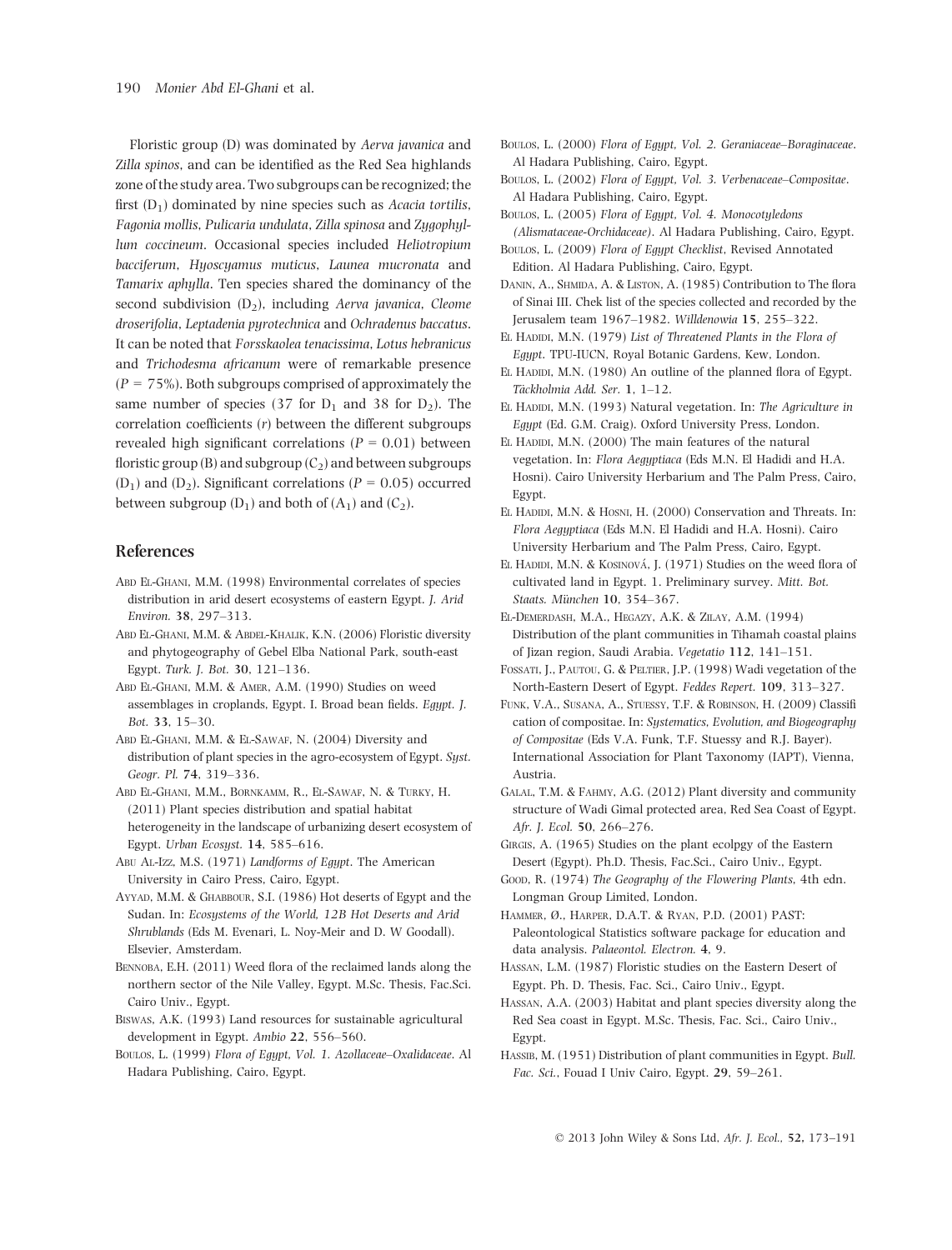Floristic group (D) was dominated by *Aerva javanica* and *Zilla spinos*, and can be identified as the Red Sea highlands zone of the study area. Two subgroups can be recognized; the first ($D_1$) dominated by nine species such as *Acacia tortilis*, *Fagonia mollis*, *Pulicaria undulata*, *Zilla spinosa* and *Zygophyllum coccineum*. Occasional species included *Heliotropium bacciferum*, *Hyoscyamus muticus*, *Launea mucronata* and *Tamarix aphylla*. Ten species shared the dominancy of the second subdivision ($D_2$), including *Aerva javanica*, *Cleome droserifolia*, *Leptadenia pyrotechnica* and *Ochradenus baccatus*. It can be noted that *Forsskaolea tenacissima*, *Lotus hebranicus* and *Trichodesma africanum* were of remarkable presence ($P = 75\%$). Both subgroups comprised of approximately the same number of species (37 for $D_1$ and 38 for $D_2$). The correlation coefficients ($r$) between the different subgroups revealed high significant correlations ($P = 0.01$) between floristic group (B) and subgroup ($C_2$) and between subgroups ($D_1$) and ($D_2$). Significant correlations ($P = 0.05$) occurred between subgroup ($D_1$) and both of ($A_1$) and ($C_2$).

## References

Abd El-Ghani, M.M. (1998) Environmental correlates of species distribution in arid desert ecosystems of eastern Egypt. *J. Arid Environ.* **38**, 297–313.

Abd El-Ghani, M.M. & Abdel-Khalik, K.N. (2006) Floristic diversity and phytogeography of Gebel Elba National Park, south-east Egypt. *Turk. J. Bot.* **30**, 121–136.

Abd El-Ghani, M.M. & Amer, A.M. (1990) Studies on weed assemblages in croplands, Egypt. I. Broad bean fields. *Egypt. J. Bot.* **33**, 15–30.

Abd El-Ghani, M.M. & El-Sawaf, N. (2004) Diversity and distribution of plant species in the agro-ecosystem of Egypt. *Syst. Geogr. Pl.* **74**, 319–336.

Abd El-Ghani, M.M., Bornkamm, R., El-Sawaf, N. & Turky, H. (2011) Plant species distribution and spatial habitat heterogeneity in the landscape of urbanizing desert ecosystem of Egypt. *Urban Ecosyst.* **14**, 585–616.

Abu Al-Izz, M.S. (1971) *Landforms of Egypt*. The American University in Cairo Press, Cairo, Egypt.

Ayyad, M.M. & Ghabbour, S.I. (1986) Hot deserts of Egypt and the Sudan. In: *Ecosystems of the World, 12B Hot Deserts and Arid Shrublands* (Eds M. Evenari, L. Noy-Meir and D. W Goodall). Elsevier, Amsterdam.

Bennoba, E.H. (2011) Weed flora of the reclaimed lands along the northern sector of the Nile Valley, Egypt. M.Sc. Thesis, Fac.Sci. Cairo Univ., Egypt.

Biswas, A.K. (1993) Land resources for sustainable agricultural development in Egypt. *Ambio* **22**, 556–560.

Boulos, L. (1999) *Flora of Egypt, Vol. 1. Azollaceae–Oxalidaceae*. Al Hadara Publishing, Cairo, Egypt.

Boulos, L. (2000) *Flora of Egypt, Vol. 2. Geraniaceae–Boraginaceae*. Al Hadara Publishing, Cairo, Egypt.

Boulos, L. (2002) *Flora of Egypt, Vol. 3. Verbenaceae–Compositae*. Al Hadara Publishing, Cairo, Egypt.

Boulos, L. (2005) *Flora of Egypt, Vol. 4. Monocotyledons (Alismataceae-Orchidaceae)*. Al Hadara Publishing, Cairo, Egypt.

Boulos, L. (2009) *Flora of Egypt Checklist*, Revised Annotated Edition. Al Hadara Publishing, Cairo, Egypt.

Danin, A., Shmida, A. & Liston, A. (1985) Contribution to The flora of Sinai III. Chek list of the species collected and recorded by the Jerusalem team 1967–1982. *Willdenowia* **15**, 255–322.

El Hadidi, M.N. (1979) *List of Threatened Plants in the Flora of Egypt*. TPU-IUCN, Royal Botanic Gardens, Kew, London.

El Hadidi, M.N. (1980) An outline of the planned flora of Egypt. *Täckholmia Add. Ser.* **1**, 1–12.

El Hadidi, M.N. (1993) Natural vegetation. In: *The Agriculture in Egypt* (Ed. G.M. Craig). Oxford University Press, London.

El Hadidi, M.N. (2000) The main features of the natural vegetation. In: *Flora Aegyptiaca* (Eds M.N. El Hadidi and H.A. Hosni). Cairo University Herbarium and The Palm Press, Cairo, Egypt.

El Hadidi, M.N. & Hosni, H. (2000) Conservation and Threats. In: *Flora Aegyptiaca* (Eds M.N. El Hadidi and H.A. Hosni). Cairo University Herbarium and The Palm Press, Cairo, Egypt.

El Hadidi, M.N. & Kosinová, J. (1971) Studies on the weed flora of cultivated land in Egypt. 1. Preliminary survey. *Mitt. Bot. Staats. München* **10**, 354–367.

El-Demerdash, M.A., Hegazy, A.K. & Zilay, A.M. (1994) Distribution of the plant communities in Tihamah coastal plains of Jizan region, Saudi Arabia. *Vegetatio* **112**, 141–151.

Fossati, J., Pautou, G. & Peltier, J.P. (1998) Wadi vegetation of the North-Eastern Desert of Egypt. *Feddes Repert.* **109**, 313–327.

Funk, V.A., Susana, A., Stuessy, T.F. & Robinson, H. (2009) Classification of compositae. In: *Systematics, Evolution, and Biogeography of Compositae* (Eds V.A. Funk, T.F. Stuessy and R.J. Bayer). International Association for Plant Taxonomy (IAPT), Vienna, Austria.

Galal, T.M. & Fahmy, A.G. (2012) Plant diversity and community structure of Wadi Gimal protected area, Red Sea Coast of Egypt. *Afr. J. Ecol.* **50**, 266–276.

Girgis, A. (1965) Studies on the plant ecolpgy of the Eastern Desert (Egypt). Ph.D. Thesis, Fac.Sci., Cairo Univ., Egypt.

Good, R. (1974) *The Geography of the Flowering Plants*, 4th edn. Longman Group Limited, London.

Hammer, Ø., Harper, D.A.T. & Ryan, P.D. (2001) PAST: Paleontological Statistics software package for education and data analysis. *Palaeontol. Electron.* **4**, 9.

Hassan, L.M. (1987) Floristic studies on the Eastern Desert of Egypt. Ph. D. Thesis, Fac. Sci., Cairo Univ., Egypt.

Hassan, A.A. (2003) Habitat and plant species diversity along the Red Sea coast in Egypt. M.Sc. Thesis, Fac. Sci., Cairo Univ., Egypt.

Hassib, M. (1951) Distribution of plant communities in Egypt. *Bull. Fac. Sci.*, Fouad I Univ Cairo, Egypt. **29**, 59–261.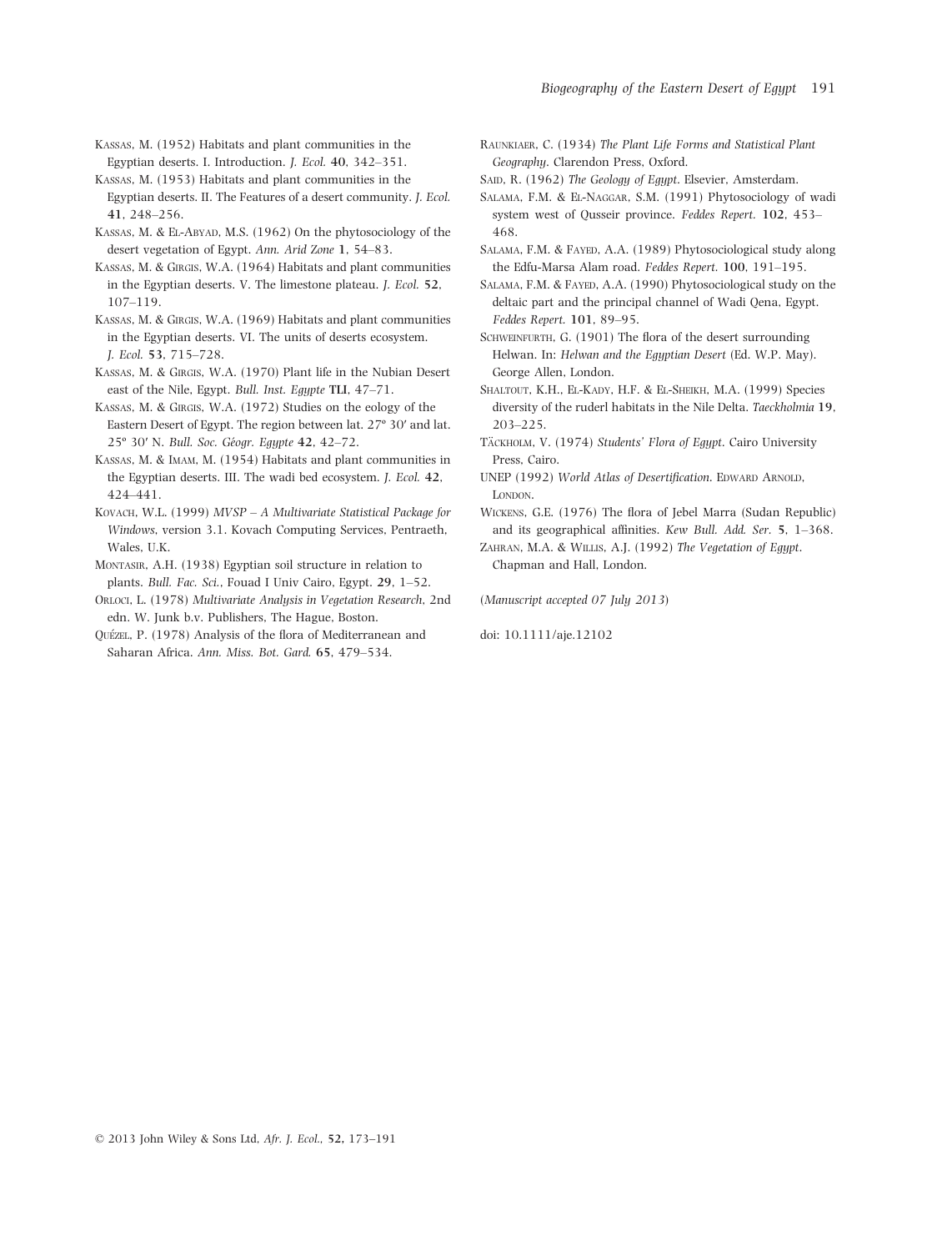Kassas, M. (1952) Habitats and plant communities in the Egyptian deserts. I. Introduction. *J. Ecol.* **40**, 342–351.

Kassas, M. (1953) Habitats and plant communities in the Egyptian deserts. II. The Features of a desert community. *J. Ecol.* **41**, 248–256.

Kassas, M. & El-Abyad, M.S. (1962) On the phytosociology of the desert vegetation of Egypt. *Ann. Arid Zone* **1**, 54–83.

Kassas, M. & Girgis, W.A. (1964) Habitats and plant communities in the Egyptian deserts. V. The limestone plateau. *J. Ecol.* **52**, 107–119.

Kassas, M. & Girgis, W.A. (1969) Habitats and plant communities in the Egyptian deserts. VI. The units of deserts ecosystem. *J. Ecol.* **53**, 715–728.

Kassas, M. & Girgis, W.A. (1970) Plant life in the Nubian Desert east of the Nile, Egypt. *Bull. Inst. Egypte* **TLI**, 47–71.

Kassas, M. & Girgis, W.A. (1972) Studies on the eology of the Eastern Desert of Egypt. The region between lat. 27° 30′ and lat. 25° 30′ N. *Bull. Soc. Géogr. Egypte* **42**, 42–72.

Kassas, M. & Imam, M. (1954) Habitats and plant communities in the Egyptian deserts. III. The wadi bed ecosystem. *J. Ecol.* **42**, 424–441.

Kovach, W.L. (1999) *MVSP – A Multivariate Statistical Package for Windows*, version 3.1. Kovach Computing Services, Pentraeth, Wales, U.K.

Montasir, A.H. (1938) Egyptian soil structure in relation to plants. *Bull. Fac. Sci.*, Fouad I Univ Cairo, Egypt. **29**, 1–52.

Orloci, L. (1978) *Multivariate Analysis in Vegetation Research*, 2nd edn. W. Junk b.v. Publishers, The Hague, Boston.

Quézel, P. (1978) Analysis of the flora of Mediterranean and Saharan Africa. *Ann. Miss. Bot. Gard.* **65**, 479–534.

Raunkiaer, C. (1934) *The Plant Life Forms and Statistical Plant Geography*. Clarendon Press, Oxford.

Said, R. (1962) *The Geology of Egypt*. Elsevier, Amsterdam.

Salama, F.M. & El-Naggar, S.M. (1991) Phytosociology of wadi system west of Qusseir province. *Feddes Repert.* **102**, 453–468.

Salama, F.M. & Fayed, A.A. (1989) Phytosociological study along the Edfu-Marsa Alam road. *Feddes Repert.* **100**, 191–195.

Salama, F.M. & Fayed, A.A. (1990) Phytosociological study on the deltaic part and the principal channel of Wadi Qena, Egypt. *Feddes Repert.* **101**, 89–95.

Schweinfurth, G. (1901) The flora of the desert surrounding Helwan. In: *Helwan and the Egyptian Desert* (Ed. W.P. May). George Allen, London.

Shaltout, K.H., El-Kady, H.F. & El-Sheikh, M.A. (1999) Species diversity of the ruderl habitats in the Nile Delta. *Taeckholmia* **19**, 203–225.

Täckholm, V. (1974) *Students' Flora of Egypt*. Cairo University Press, Cairo.

UNEP (1992) *World Atlas of Desertification*. Edward Arnold, London.

Wickens, G.E. (1976) The flora of Jebel Marra (Sudan Republic) and its geographical affinities. *Kew Bull. Add. Ser.* **5**, 1–368.

Zahran, M.A. & Willis, A.J. (1992) *The Vegetation of Egypt*. Chapman and Hall, London.

(*Manuscript accepted 07 July 2013*)

doi: 10.1111/aje.12102